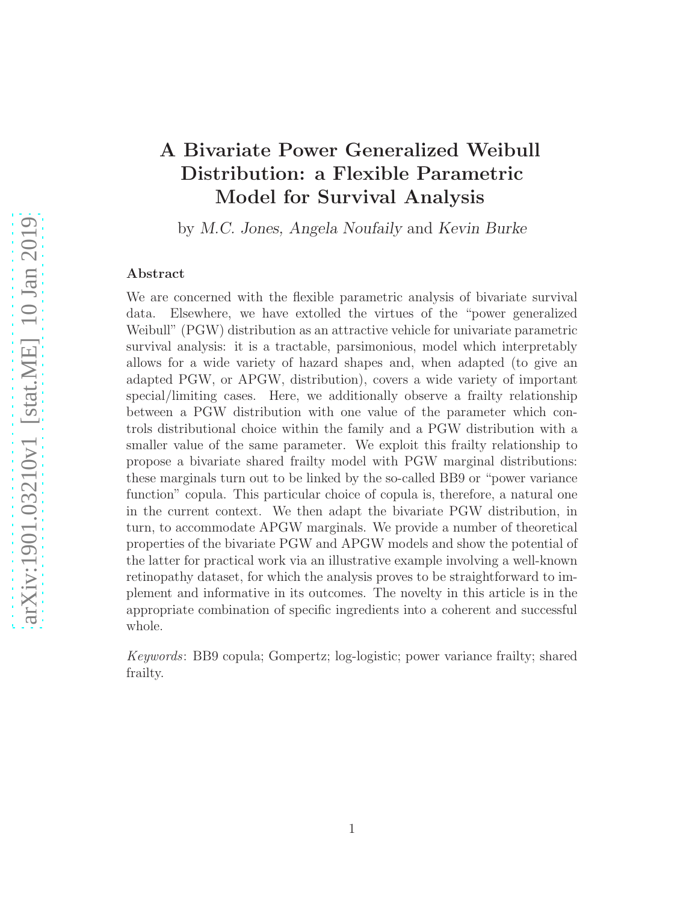# A Bivariate Power Generalized Weibull Distribution: a Flexible Parametric Model for Survival Analysis

by *M.C. Jones*, *Angela Noufaily* and *Kevin Burke*

## Abstract

We are concerned with the flexible parametric analysis of bivariate survival data. Elsewhere, we have extolled the virtues of the "power generalized Weibull" (PGW) distribution as an attractive vehicle for univariate parametric survival analysis: it is a tractable, parsimonious, model which interpretably allows for a wide variety of hazard shapes and, when adapted (to give an adapted PGW, or APGW, distribution), covers a wide variety of important special/limiting cases. Here, we additionally observe a frailty relationship between a PGW distribution with one value of the parameter which controls distributional choice within the family and a PGW distribution with a smaller value of the same parameter. We exploit this frailty relationship to propose a bivariate shared frailty model with PGW marginal distributions: these marginals turn out to be linked by the so-called BB9 or "power variance function" copula. This particular choice of copula is, therefore, a natural one in the current context. We then adapt the bivariate PGW distribution, in turn, to accommodate APGW marginals. We provide a number of theoretical properties of the bivariate PGW and APGW models and show the potential of the latter for practical work via an illustrative example involving a well-known retinopathy dataset, for which the analysis proves to be straightforward to implement and informative in its outcomes. The novelty in this article is in the appropriate combination of specific ingredients into a coherent and successful whole.

*Keywords*: BB9 copula; Gompertz; log-logistic; power variance frailty; shared frailty.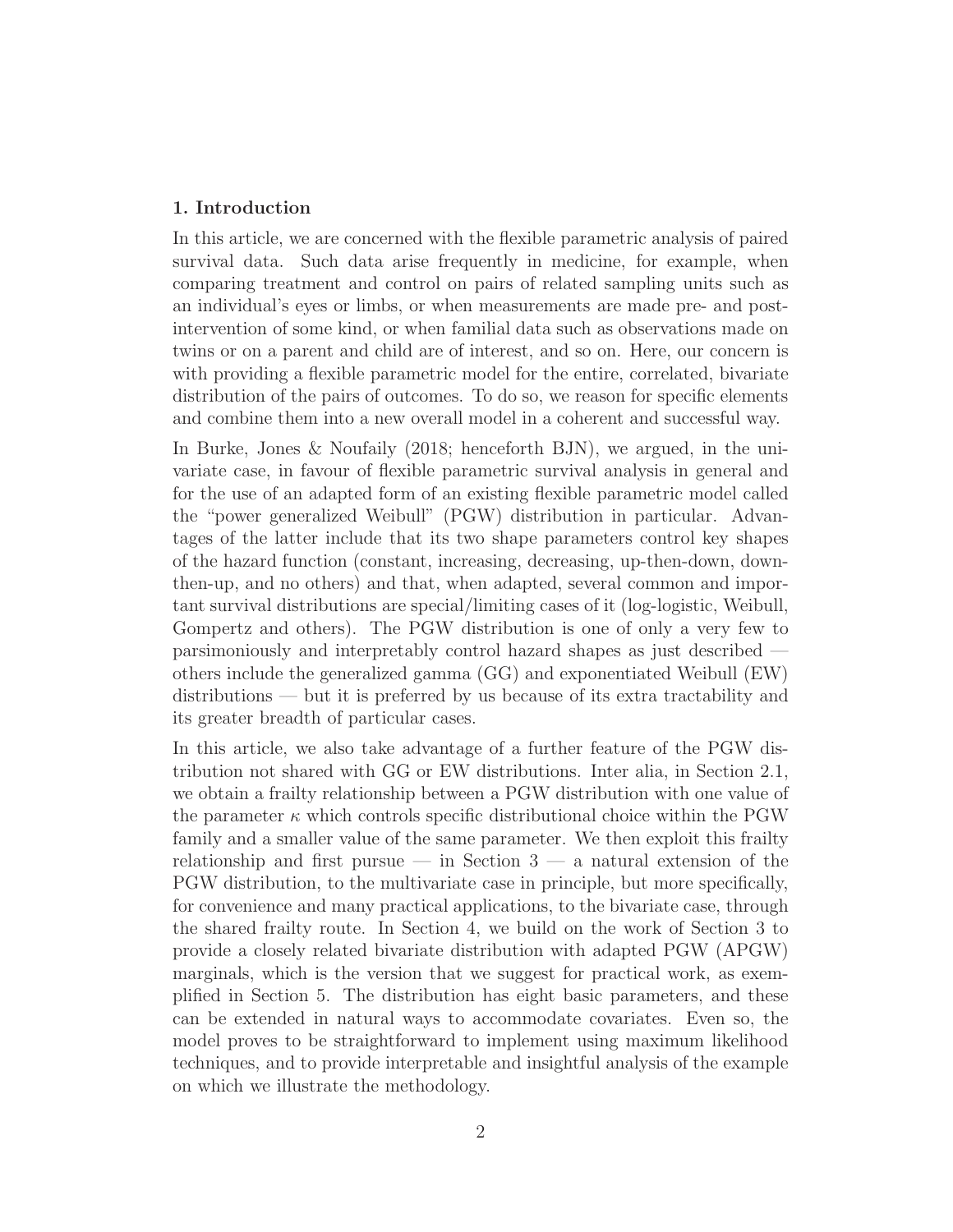## 1. Introduction

In this article, we are concerned with the flexible parametric analysis of paired survival data. Such data arise frequently in medicine, for example, when comparing treatment and control on pairs of related sampling units such as an individual's eyes or limbs, or when measurements are made pre- and post-intervention of some kind, or when familial data such as observations made on twins or on a parent and child are of interest, and so on. Here, our concern is with providing a flexible parametric model for the entire, correlated, bivariate distribution of the pairs of outcomes. To do so, we reason for specific elements and combine them into a new overall model in a coherent and successful way.

In Burke, Jones & Noufaily (2018; henceforth BJN), we argued, in the univariate case, in favour of flexible parametric survival analysis in general and for the use of an adapted form of an existing flexible parametric model called the "power generalized Weibull" (PGW) distribution in particular. Advantages of the latter include that its two shape parameters control key shapes of the hazard function (constant, increasing, decreasing, up-then-down, down-then-up, and no others) and that, when adapted, several common and important survival distributions are special/limiting cases of it (log-logistic, Weibull, Gompertz and others). The PGW distribution is one of only a very few to parsimoniously and interpretably control hazard shapes as just described — others include the generalized gamma (GG) and exponentiated Weibull (EW) distributions — but it is preferred by us because of its extra tractability and its greater breadth of particular cases.

In this article, we also take advantage of a further feature of the PGW distribution not shared with GG or EW distributions. Inter alia, in Section 2.1, we obtain a frailty relationship between a PGW distribution with one value of the parameter $\kappa$ which controls specific distributional choice within the PGW family and a smaller value of the same parameter. We then exploit this frailty relationship and first pursue — in Section 3 — a natural extension of the PGW distribution, to the multivariate case in principle, but more specifically, for convenience and many practical applications, to the bivariate case, through the shared frailty route. In Section 4, we build on the work of Section 3 to provide a closely related bivariate distribution with adapted PGW (APGW) marginals, which is the version that we suggest for practical work, as exemplified in Section 5. The distribution has eight basic parameters, and these can be extended in natural ways to accommodate covariates. Even so, the model proves to be straightforward to implement using maximum likelihood techniques, and to provide interpretable and insightful analysis of the example on which we illustrate the methodology.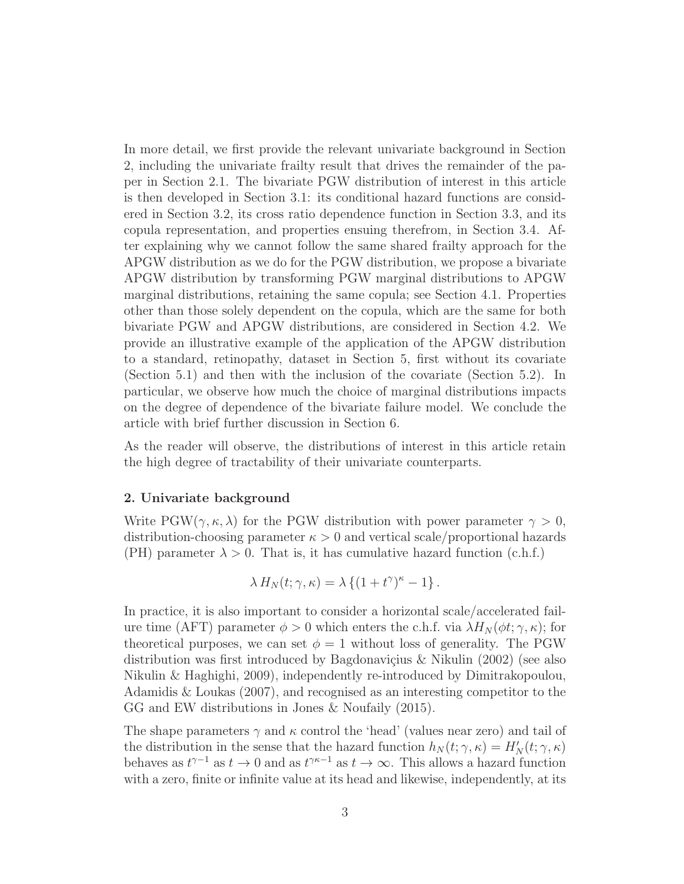In more detail, we first provide the relevant univariate background in Section 2, including the univariate frailty result that drives the remainder of the paper in Section 2.1. The bivariate PGW distribution of interest in this article is then developed in Section 3.1: its conditional hazard functions are considered in Section 3.2, its cross ratio dependence function in Section 3.3, and its copula representation, and properties ensuing therefrom, in Section 3.4. After explaining why we cannot follow the same shared frailty approach for the APGW distribution as we do for the PGW distribution, we propose a bivariate APGW distribution by transforming PGW marginal distributions to APGW marginal distributions, retaining the same copula; see Section 4.1. Properties other than those solely dependent on the copula, which are the same for both bivariate PGW and APGW distributions, are considered in Section 4.2. We provide an illustrative example of the application of the APGW distribution to a standard, retinopathy, dataset in Section 5, first without its covariate (Section 5.1) and then with the inclusion of the covariate (Section 5.2). In particular, we observe how much the choice of marginal distributions impacts on the degree of dependence of the bivariate failure model. We conclude the article with brief further discussion in Section 6.

As the reader will observe, the distributions of interest in this article retain the high degree of tractability of their univariate counterparts.

## 2. Univariate background

Write PGW$(\gamma, \kappa, \lambda)$ for the PGW distribution with power parameter $\gamma > 0$, distribution-choosing parameter $\kappa > 0$ and vertical scale/proportional hazards (PH) parameter $\lambda > 0$. That is, it has cumulative hazard function (c.h.f.)

$$\lambda H_N(t; \gamma, \kappa) = \lambda \left\{ (1 + t^\gamma)^\kappa - 1 \right\}.$$

In practice, it is also important to consider a horizontal scale/accelerated failure time (AFT) parameter $\phi > 0$ which enters the c.h.f. via $\lambda H_N(\phi t; \gamma, \kappa)$; for theoretical purposes, we can set $\phi = 1$ without loss of generality. The PGW distribution was first introduced by Bagdonavičius & Nikulin (2002) (see also Nikulin & Haghighi, 2009), independently re-introduced by Dimitrakopoulou, Adamidis & Loukas (2007), and recognised as an interesting competitor to the GG and EW distributions in Jones & Noufaily (2015).

The shape parameters $\gamma$ and $\kappa$ control the 'head' (values near zero) and tail of the distribution in the sense that the hazard function $h_N(t; \gamma, \kappa) = H_N'(t; \gamma, \kappa)$ behaves as $t^{\gamma-1}$ as $t \to 0$ and as $t^{\gamma\kappa-1}$ as $t \to \infty$. This allows a hazard function with a zero, finite or infinite value at its head and likewise, independently, at its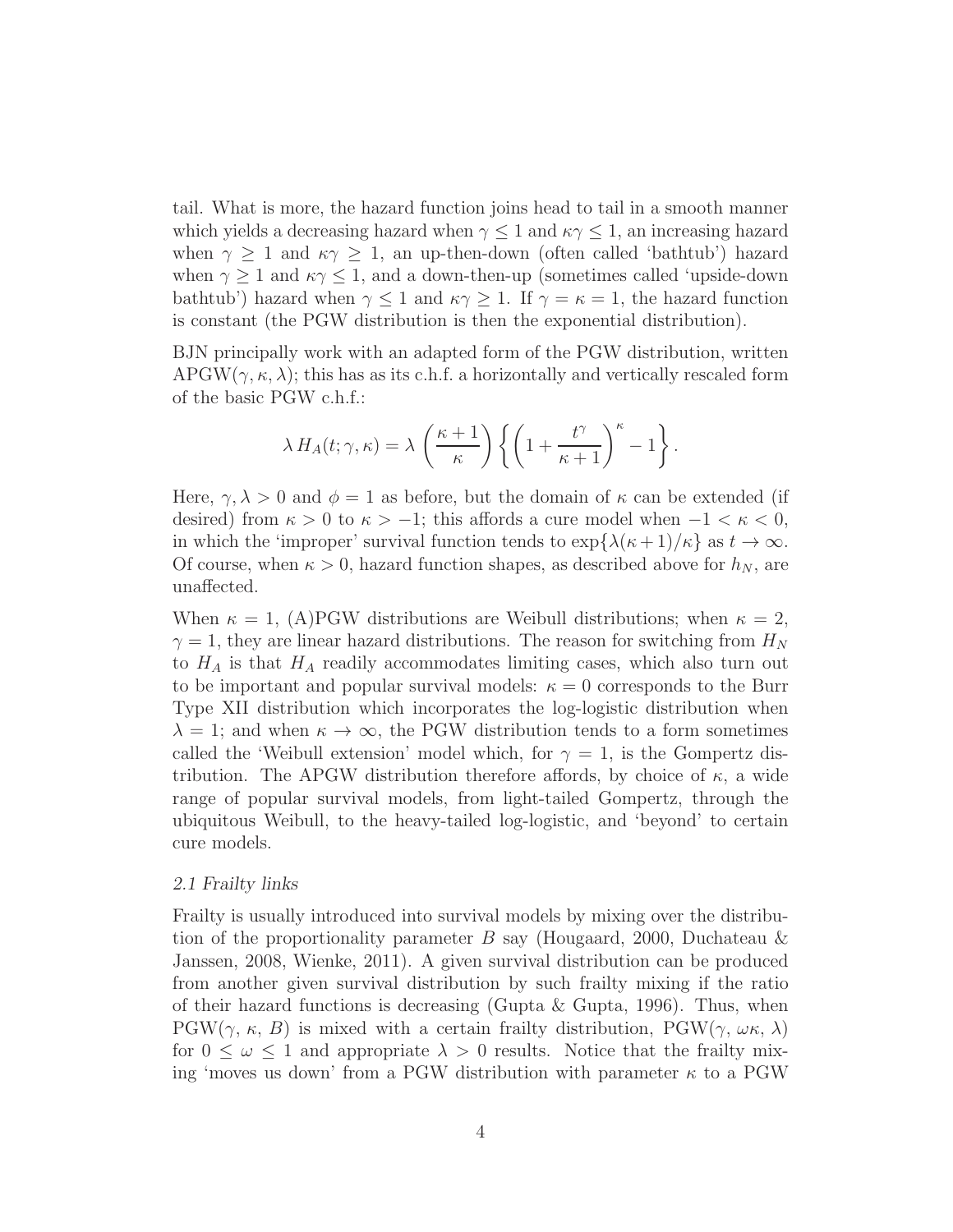tail. What is more, the hazard function joins head to tail in a smooth manner which yields a decreasing hazard when $\gamma \leq 1$ and $\kappa\gamma \leq 1$, an increasing hazard when $\gamma \geq 1$ and $\kappa\gamma \geq 1$, an up-then-down (often called 'bathtub') hazard when $\gamma \geq 1$ and $\kappa\gamma \leq 1$, and a down-then-up (sometimes called 'upside-down bathtub') hazard when $\gamma \leq 1$ and $\kappa\gamma \geq 1$. If $\gamma = \kappa = 1$, the hazard function is constant (the PGW distribution is then the exponential distribution).

BJN principally work with an adapted form of the PGW distribution, written APGW$(\gamma, \kappa, \lambda)$; this has as its c.h.f. a horizontally and vertically rescaled form of the basic PGW c.h.f.:

$$\lambda\, H_A(t; \gamma, \kappa) = \lambda \left(\frac{\kappa+1}{\kappa}\right) \left\{ \left(1 + \frac{t^\gamma}{\kappa+1}\right)^\kappa - 1 \right\}.$$

Here, $\gamma, \lambda > 0$ and $\phi = 1$ as before, but the domain of $\kappa$ can be extended (if desired) from $\kappa > 0$ to $\kappa > -1$; this affords a cure model when $-1 < \kappa < 0$, in which the 'improper' survival function tends to $\exp\{\lambda(\kappa+1)/\kappa\}$ as $t \to \infty$. Of course, when $\kappa > 0$, hazard function shapes, as described above for $h_N$, are unaffected.

When $\kappa = 1$, (A)PGW distributions are Weibull distributions; when $\kappa = 2$, $\gamma = 1$, they are linear hazard distributions. The reason for switching from $H_N$ to $H_A$ is that $H_A$ readily accommodates limiting cases, which also turn out to be important and popular survival models: $\kappa = 0$ corresponds to the Burr Type XII distribution which incorporates the log-logistic distribution when $\lambda = 1$; and when $\kappa \to \infty$, the PGW distribution tends to a form sometimes called the 'Weibull extension' model which, for $\gamma = 1$, is the Gompertz distribution. The APGW distribution therefore affords, by choice of $\kappa$, a wide range of popular survival models, from light-tailed Gompertz, through the ubiquitous Weibull, to the heavy-tailed log-logistic, and 'beyond' to certain cure models.

### *2.1 Frailty links*

Frailty is usually introduced into survival models by mixing over the distribution of the proportionality parameter $B$ say (Hougaard, 2000, Duchateau & Janssen, 2008, Wienke, 2011). A given survival distribution can be produced from another given survival distribution by such frailty mixing if the ratio of their hazard functions is decreasing (Gupta & Gupta, 1996). Thus, when PGW$(\gamma, \kappa, B)$ is mixed with a certain frailty distribution, PGW$(\gamma, \omega\kappa, \lambda)$ for $0 \leq \omega \leq 1$ and appropriate $\lambda > 0$ results. Notice that the frailty mixing 'moves us down' from a PGW distribution with parameter $\kappa$ to a PGW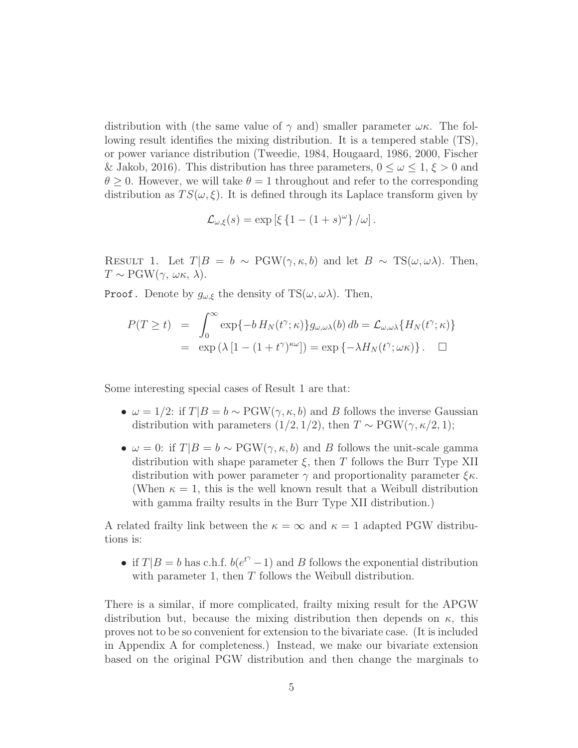distribution with (the same value of $\gamma$ and) smaller parameter $\omega\kappa$. The following result identifies the mixing distribution. It is a tempered stable (TS), or power variance distribution (Tweedie, 1984, Hougaard, 1986, 2000, Fischer & Jakob, 2016). This distribution has three parameters, $0 \leq \omega \leq 1$, $\xi > 0$ and $\theta \geq 0$. However, we will take $\theta = 1$ throughout and refer to the corresponding distribution as $TS(\omega, \xi)$. It is defined through its Laplace transform given by

$$\mathcal{L}_{\omega,\xi}(s) = \exp\left[\xi\left\{1 - (1+s)^{\omega}\right\}/\omega\right].$$

RESULT 1. Let $T|B = b \sim \text{PGW}(\gamma, \kappa, b)$ and let $B \sim \text{TS}(\omega, \omega\lambda)$. Then, $T \sim \text{PGW}(\gamma,\, \omega\kappa,\, \lambda)$.

`Proof.` Denote by $g_{\omega,\xi}$ the density of $\text{TS}(\omega, \omega\lambda)$. Then,

$$\begin{aligned} P(T \geq t) &= \int_0^\infty \exp\{-b\, H_N(t^\gamma; \kappa)\} g_{\omega,\omega\lambda}(b)\, db = \mathcal{L}_{\omega,\omega\lambda}\{H_N(t^\gamma;\kappa)\} \\ &= \exp\left(\lambda\left[1 - (1+t^\gamma)^{\kappa\omega}\right]\right) = \exp\left\{-\lambda H_N(t^\gamma; \omega\kappa)\right\}. \quad \square \end{aligned}$$

Some interesting special cases of Result 1 are that:

- $\omega = 1/2$: if $T|B = b \sim \text{PGW}(\gamma, \kappa, b)$ and $B$ follows the inverse Gaussian distribution with parameters $(1/2, 1/2)$, then $T \sim \text{PGW}(\gamma, \kappa/2, 1)$;
- $\omega = 0$: if $T|B = b \sim \text{PGW}(\gamma, \kappa, b)$ and $B$ follows the unit-scale gamma distribution with shape parameter $\xi$, then $T$ follows the Burr Type XII distribution with power parameter $\gamma$ and proportionality parameter $\xi\kappa$. (When $\kappa = 1$, this is the well known result that a Weibull distribution with gamma frailty results in the Burr Type XII distribution.)

A related frailty link between the $\kappa = \infty$ and $\kappa = 1$ adapted PGW distributions is:

- if $T|B = b$ has c.h.f. $b(e^{t^\gamma} - 1)$ and $B$ follows the exponential distribution with parameter 1, then $T$ follows the Weibull distribution.

There is a similar, if more complicated, frailty mixing result for the APGW distribution but, because the mixing distribution then depends on $\kappa$, this proves not to be so convenient for extension to the bivariate case. (It is included in Appendix A for completeness.) Instead, we make our bivariate extension based on the original PGW distribution and then change the marginals to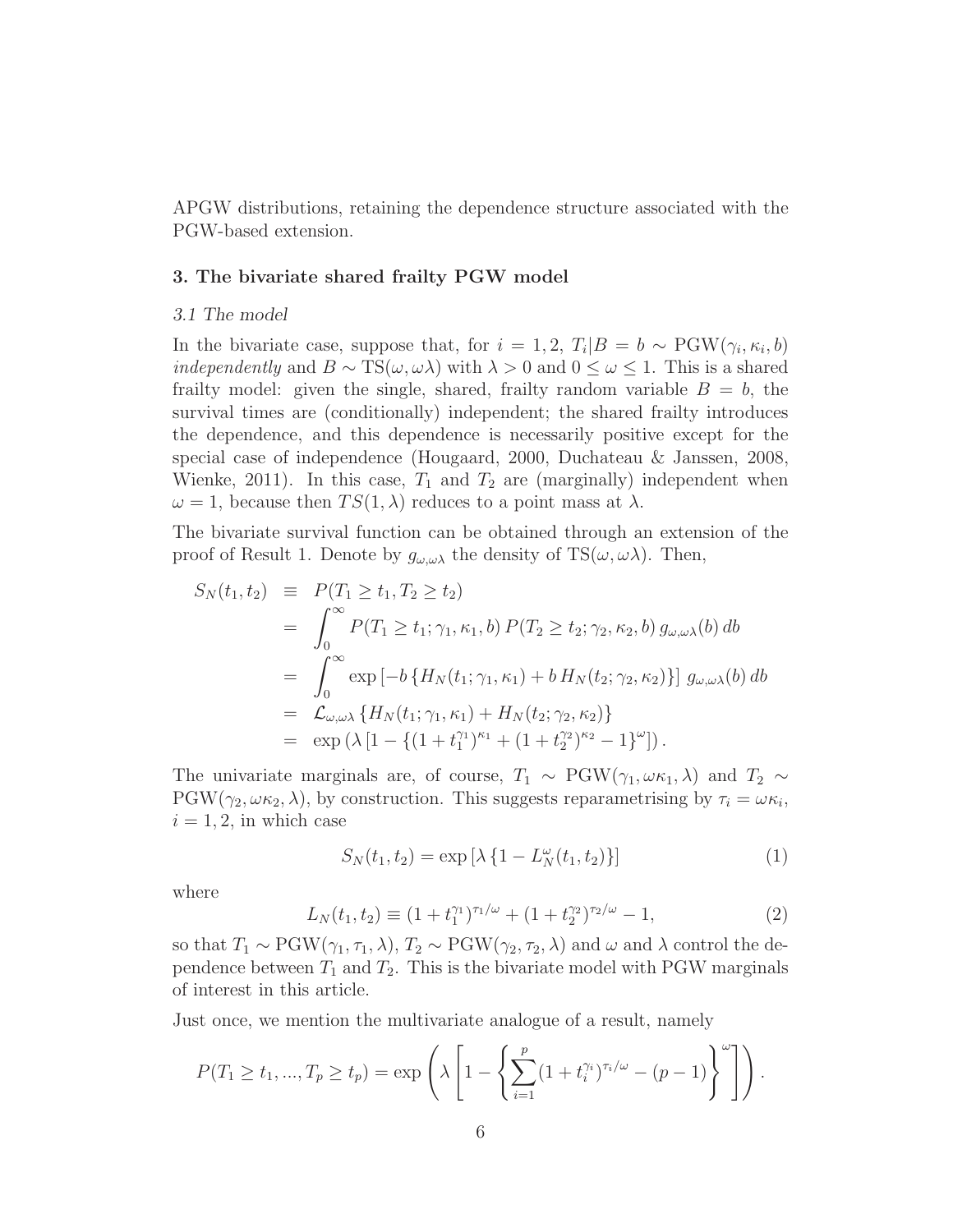APGW distributions, retaining the dependence structure associated with the PGW-based extension.

## 3. The bivariate shared frailty PGW model

### *3.1 The model*

In the bivariate case, suppose that, for $i = 1, 2$, $T_i|B = b \sim \text{PGW}(\gamma_i, \kappa_i, b)$ *independently* and $B \sim \text{TS}(\omega, \omega\lambda)$ with $\lambda > 0$ and $0 \leq \omega \leq 1$. This is a shared frailty model: given the single, shared, frailty random variable $B = b$, the survival times are (conditionally) independent; the shared frailty introduces the dependence, and this dependence is necessarily positive except for the special case of independence (Hougaard, 2000, Duchateau & Janssen, 2008, Wienke, 2011). In this case, $T_1$ and $T_2$ are (marginally) independent when $\omega = 1$, because then $TS(1, \lambda)$ reduces to a point mass at $\lambda$.

The bivariate survival function can be obtained through an extension of the proof of Result 1. Denote by $g_{\omega,\omega\lambda}$ the density of $\text{TS}(\omega, \omega\lambda)$. Then,

$$
\begin{aligned}
S_N(t_1, t_2) &\equiv P(T_1 \geq t_1, T_2 \geq t_2) \\
&= \int_0^\infty P(T_1 \geq t_1; \gamma_1, \kappa_1, b)\, P(T_2 \geq t_2; \gamma_2, \kappa_2, b)\, g_{\omega,\omega\lambda}(b)\, db \\
&= \int_0^\infty \exp\left[-b\left\{H_N(t_1; \gamma_1, \kappa_1) + b\, H_N(t_2; \gamma_2, \kappa_2)\right\}\right] g_{\omega,\omega\lambda}(b)\, db \\
&= \mathcal{L}_{\omega,\omega\lambda}\left\{H_N(t_1; \gamma_1, \kappa_1) + H_N(t_2; \gamma_2, \kappa_2)\right\} \\
&= \exp\left(\lambda\left[1 - \{(1 + t_1^{\gamma_1})^{\kappa_1} + (1 + t_2^{\gamma_2})^{\kappa_2} - 1\}^\omega\right]\right).
\end{aligned}
$$

The univariate marginals are, of course, $T_1 \sim \text{PGW}(\gamma_1, \omega\kappa_1, \lambda)$ and $T_2 \sim \text{PGW}(\gamma_2, \omega\kappa_2, \lambda)$, by construction. This suggests reparametrising by $\tau_i = \omega\kappa_i$, $i = 1, 2$, in which case

$$
S_N(t_1, t_2) = \exp\left[\lambda\left\{1 - L_N^\omega(t_1, t_2)\right\}\right] \tag{1}
$$

where

$$
L_N(t_1, t_2) \equiv (1 + t_1^{\gamma_1})^{\tau_1/\omega} + (1 + t_2^{\gamma_2})^{\tau_2/\omega} - 1, \tag{2}
$$

so that $T_1 \sim \text{PGW}(\gamma_1, \tau_1, \lambda)$, $T_2 \sim \text{PGW}(\gamma_2, \tau_2, \lambda)$ and $\omega$ and $\lambda$ control the dependence between $T_1$ and $T_2$. This is the bivariate model with PGW marginals of interest in this article.

Just once, we mention the multivariate analogue of a result, namely

$$
P(T_1 \geq t_1, ..., T_p \geq t_p) = \exp\left(\lambda\left[1 - \left\{\sum_{i=1}^p (1 + t_i^{\gamma_i})^{\tau_i/\omega} - (p - 1)\right\}^\omega\right]\right).
$$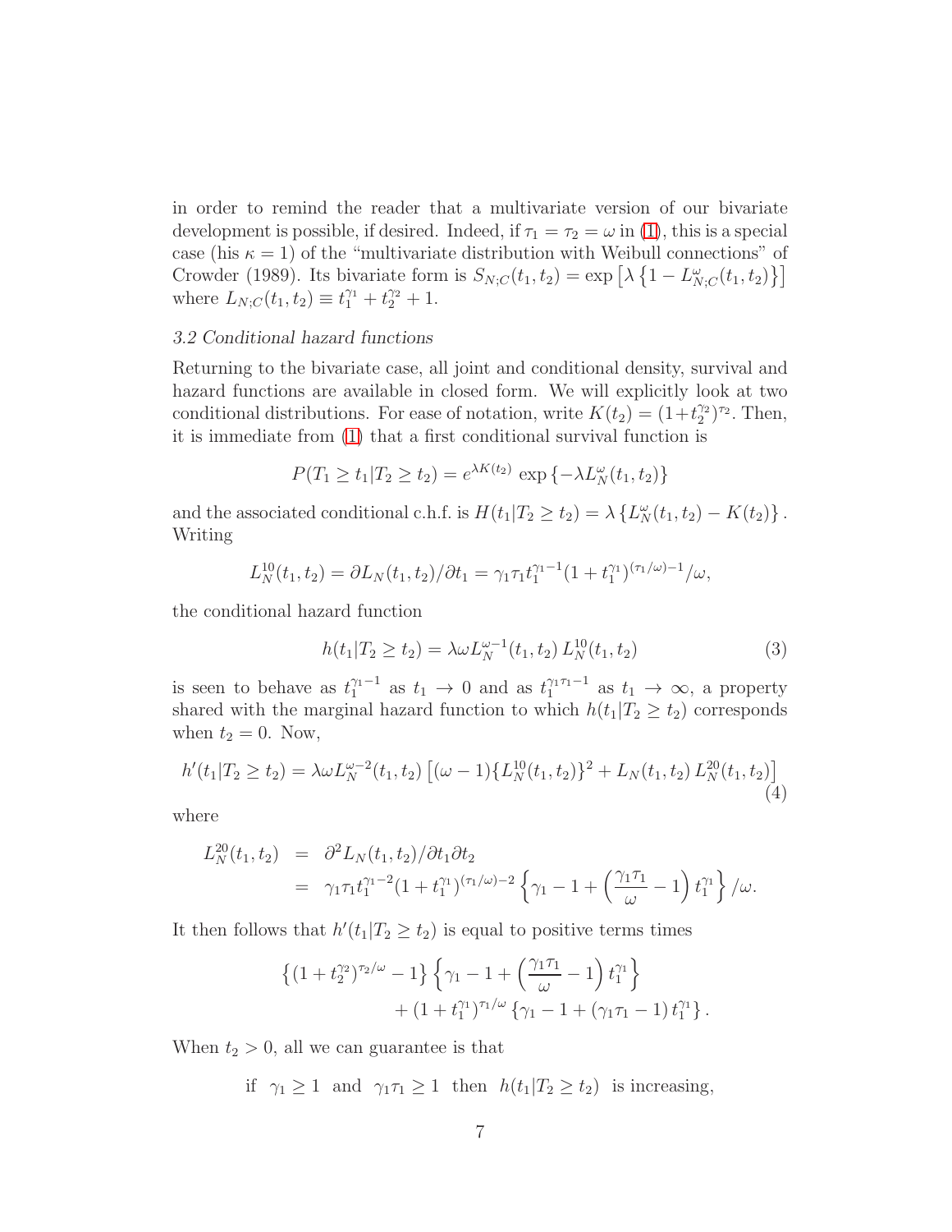in order to remind the reader that a multivariate version of our bivariate development is possible, if desired. Indeed, if $\tau_1 = \tau_2 = \omega$ in (1), this is a special case (his $\kappa = 1$) of the "multivariate distribution with Weibull connections" of Crowder (1989). Its bivariate form is $S_{N;C}(t_1, t_2) = \exp\left[\lambda\left\{1 - L^{\omega}_{N;C}(t_1, t_2)\right\}\right]$ where $L_{N;C}(t_1, t_2) \equiv t_1^{\gamma_1} + t_2^{\gamma_2} + 1$.

### 3.2 Conditional hazard functions

Returning to the bivariate case, all joint and conditional density, survival and hazard functions are available in closed form. We will explicitly look at two conditional distributions. For ease of notation, write $K(t_2) = (1+t_2^{\gamma_2})^{\tau_2}$. Then, it is immediate from (1) that a first conditional survival function is

$$P(T_1 \geq t_1 | T_2 \geq t_2) = e^{\lambda K(t_2)} \exp\left\{-\lambda L^{\omega}_N(t_1, t_2)\right\}$$

and the associated conditional c.h.f. is $H(t_1|T_2 \geq t_2) = \lambda\left\{L^{\omega}_N(t_1, t_2) - K(t_2)\right\}$. Writing

$$L^{10}_N(t_1, t_2) = \partial L_N(t_1, t_2)/\partial t_1 = \gamma_1\tau_1 t_1^{\gamma_1 - 1}(1 + t_1^{\gamma_1})^{(\tau_1/\omega) - 1}/\omega,$$

the conditional hazard function

$$h(t_1|T_2 \geq t_2) = \lambda\omega L^{\omega-1}_N(t_1, t_2)\, L^{10}_N(t_1, t_2) \tag{3}$$

is seen to behave as $t_1^{\gamma_1 - 1}$ as $t_1 \to 0$ and as $t_1^{\gamma_1\tau_1 - 1}$ as $t_1 \to \infty$, a property shared with the marginal hazard function to which $h(t_1|T_2 \geq t_2)$ corresponds when $t_2 = 0$. Now,

$$h'(t_1|T_2 \geq t_2) = \lambda\omega L^{\omega-2}_N(t_1, t_2)\left[(\omega - 1)\{L^{10}_N(t_1, t_2)\}^2 + L_N(t_1, t_2)\, L^{20}_N(t_1, t_2)\right] \tag{4}$$

where

$$\begin{aligned} L^{20}_N(t_1, t_2) &= \partial^2 L_N(t_1, t_2)/\partial t_1 \partial t_2 \\ &= \gamma_1\tau_1 t_1^{\gamma_1 - 2}(1 + t_1^{\gamma_1})^{(\tau_1/\omega) - 2}\left\{\gamma_1 - 1 + \left(\frac{\gamma_1\tau_1}{\omega} - 1\right)t_1^{\gamma_1}\right\}/\omega. \end{aligned}$$

It then follows that $h'(t_1|T_2 \geq t_2)$ is equal to positive terms times

$$\begin{aligned} &\left\{(1 + t_2^{\gamma_2})^{\tau_2/\omega} - 1\right\}\left\{\gamma_1 - 1 + \left(\frac{\gamma_1\tau_1}{\omega} - 1\right)t_1^{\gamma_1}\right\} \\ &\qquad + (1 + t_1^{\gamma_1})^{\tau_1/\omega}\left\{\gamma_1 - 1 + (\gamma_1\tau_1 - 1)\, t_1^{\gamma_1}\right\}. \end{aligned}$$

When $t_2 > 0$, all we can guarantee is that

if $\gamma_1 \geq 1$ and $\gamma_1\tau_1 \geq 1$ then $h(t_1|T_2 \geq t_2)$ is increasing,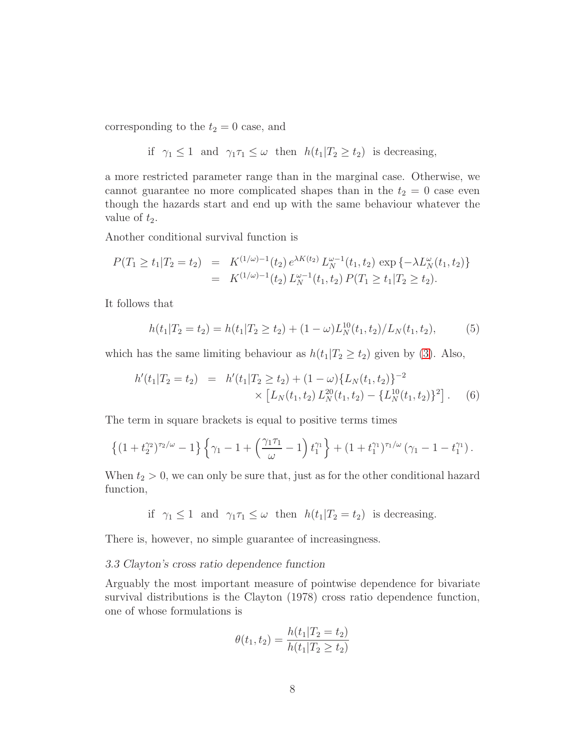corresponding to the $t_2 = 0$ case, and

$$\text{if } \ \gamma_1 \leq 1 \ \text{ and } \ \gamma_1\tau_1 \leq \omega \ \text{ then } \ h(t_1|T_2 \geq t_2) \ \text{ is decreasing,}$$

a more restricted parameter range than in the marginal case. Otherwise, we cannot guarantee no more complicated shapes than in the $t_2 = 0$ case even though the hazards start and end up with the same behaviour whatever the value of $t_2$.

Another conditional survival function is

$$\begin{aligned}
P(T_1 \geq t_1|T_2 = t_2) &= K^{(1/\omega)-1}(t_2)\, e^{\lambda K(t_2)}\, L_N^{\omega-1}(t_1,t_2)\, \exp\{-\lambda L_N^{\omega}(t_1,t_2)\} \\
&= K^{(1/\omega)-1}(t_2)\, L_N^{\omega-1}(t_1,t_2)\, P(T_1 \geq t_1|T_2 \geq t_2).
\end{aligned}$$

It follows that

$$h(t_1|T_2 = t_2) = h(t_1|T_2 \geq t_2) + (1-\omega)L_N^{10}(t_1,t_2)/L_N(t_1,t_2), \qquad (5)$$

which has the same limiting behaviour as $h(t_1|T_2 \geq t_2)$ given by (3). Also,

$$\begin{aligned}
h'(t_1|T_2 = t_2) &= h'(t_1|T_2 \geq t_2) + (1-\omega)\{L_N(t_1,t_2)\}^{-2} \\
&\qquad \times \left[L_N(t_1,t_2)\, L_N^{20}(t_1,t_2) - \{L_N^{10}(t_1,t_2)\}^2\right]. \qquad (6)
\end{aligned}$$

The term in square brackets is equal to positive terms times

$$\left\{(1+t_2^{\gamma_2})^{\tau_2/\omega} - 1\right\}\left\{\gamma_1 - 1 + \left(\frac{\gamma_1\tau_1}{\omega} - 1\right)t_1^{\gamma_1}\right\} + (1+t_1^{\gamma_1})^{\tau_1/\omega}\left(\gamma_1 - 1 - t_1^{\gamma_1}\right).$$

When $t_2 > 0$, we can only be sure that, just as for the other conditional hazard function,

$$\text{if } \ \gamma_1 \leq 1 \ \text{ and } \ \gamma_1\tau_1 \leq \omega \ \text{ then } \ h(t_1|T_2 = t_2) \ \text{ is decreasing.}$$

There is, however, no simple guarantee of increasingness.

### *3.3 Clayton's cross ratio dependence function*

Arguably the most important measure of pointwise dependence for bivariate survival distributions is the Clayton (1978) cross ratio dependence function, one of whose formulations is

$$\theta(t_1,t_2) = \frac{h(t_1|T_2 = t_2)}{h(t_1|T_2 \geq t_2)}$$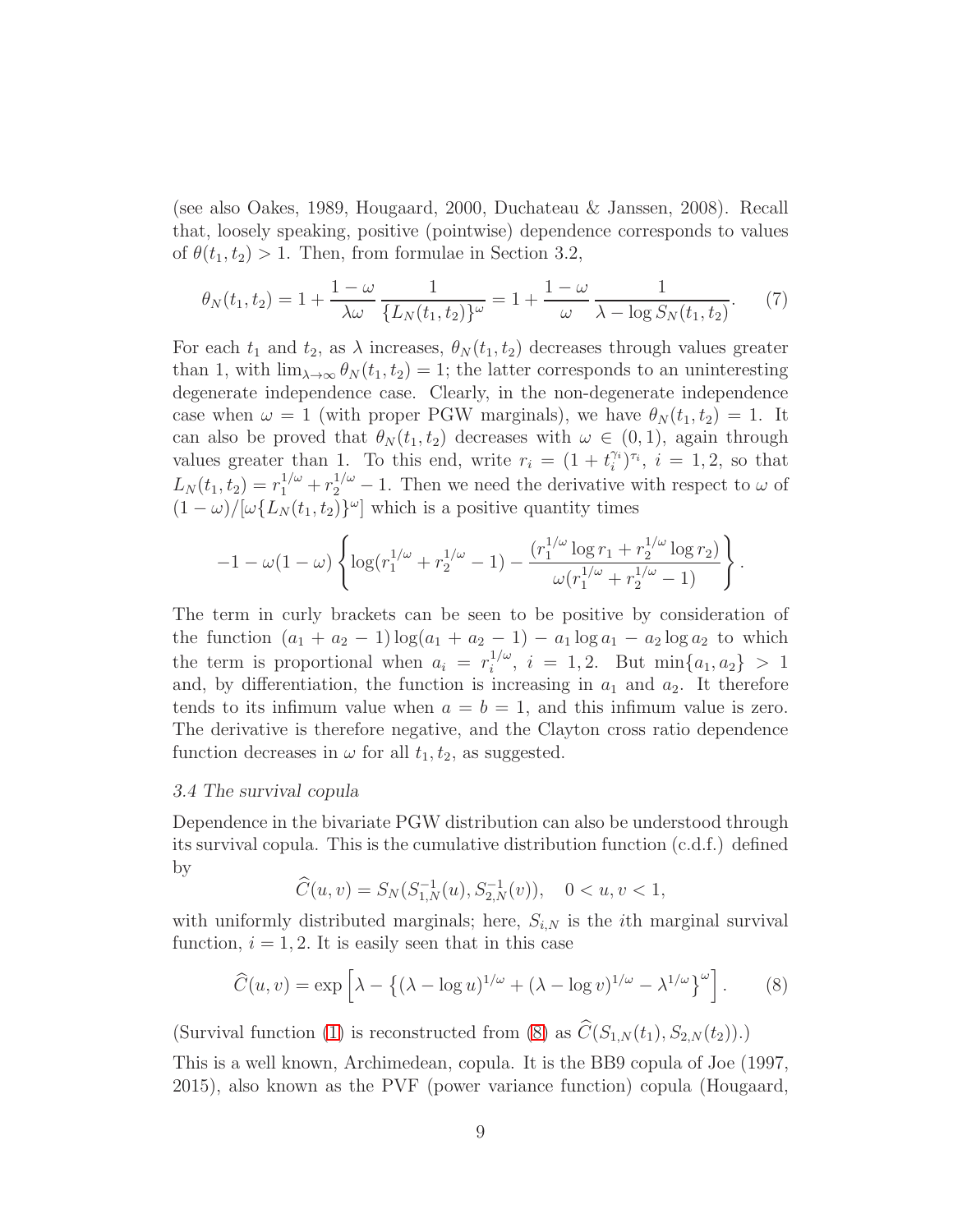(see also Oakes, 1989, Hougaard, 2000, Duchateau & Janssen, 2008). Recall that, loosely speaking, positive (pointwise) dependence corresponds to values of $\theta(t_1,t_2) > 1$. Then, from formulae in Section 3.2,

$$\theta_N(t_1,t_2) = 1 + \frac{1-\omega}{\lambda\omega}\frac{1}{\{L_N(t_1,t_2)\}^\omega} = 1 + \frac{1-\omega}{\omega}\frac{1}{\lambda - \log S_N(t_1,t_2)}. \tag{7}$$

For each $t_1$ and $t_2$, as $\lambda$ increases, $\theta_N(t_1,t_2)$ decreases through values greater than 1, with $\lim_{\lambda\to\infty}\theta_N(t_1,t_2) = 1$; the latter corresponds to an uninteresting degenerate independence case. Clearly, in the non-degenerate independence case when $\omega = 1$ (with proper PGW marginals), we have $\theta_N(t_1,t_2) = 1$. It can also be proved that $\theta_N(t_1,t_2)$ decreases with $\omega \in (0,1)$, again through values greater than 1. To this end, write $r_i = (1+t_i^{\gamma_i})^{\tau_i}$, $i = 1,2$, so that $L_N(t_1,t_2) = r_1^{1/\omega} + r_2^{1/\omega} - 1$. Then we need the derivative with respect to $\omega$ of $(1-\omega)/[\omega\{L_N(t_1,t_2)\}^\omega]$ which is a positive quantity times

$$-1 - \omega(1-\omega)\left\{\log(r_1^{1/\omega} + r_2^{1/\omega} - 1) - \frac{(r_1^{1/\omega}\log r_1 + r_2^{1/\omega}\log r_2)}{\omega(r_1^{1/\omega} + r_2^{1/\omega} - 1)}\right\}.$$

The term in curly brackets can be seen to be positive by consideration of the function $(a_1+a_2-1)\log(a_1+a_2-1) - a_1\log a_1 - a_2\log a_2$ to which the term is proportional when $a_i = r_i^{1/\omega}$, $i = 1,2$. But $\min\{a_1,a_2\} > 1$ and, by differentiation, the function is increasing in $a_1$ and $a_2$. It therefore tends to its infimum value when $a = b = 1$, and this infimum value is zero. The derivative is therefore negative, and the Clayton cross ratio dependence function decreases in $\omega$ for all $t_1,t_2$, as suggested.

### *3.4 The survival copula*

Dependence in the bivariate PGW distribution can also be understood through its survival copula. This is the cumulative distribution function (c.d.f.) defined by

$$\widehat{C}(u,v) = S_N(S_{1,N}^{-1}(u), S_{2,N}^{-1}(v)), \quad 0 < u,v < 1,$$

with uniformly distributed marginals; here, $S_{i,N}$ is the $i$th marginal survival function, $i = 1,2$. It is easily seen that in this case

$$\widehat{C}(u,v) = \exp\left[\lambda - \left\{(\lambda - \log u)^{1/\omega} + (\lambda - \log v)^{1/\omega} - \lambda^{1/\omega}\right\}^\omega\right]. \tag{8}$$

(Survival function (1) is reconstructed from (8) as $\widehat{C}(S_{1,N}(t_1), S_{2,N}(t_2))$.)

This is a well known, Archimedean, copula. It is the BB9 copula of Joe (1997, 2015), also known as the PVF (power variance function) copula (Hougaard,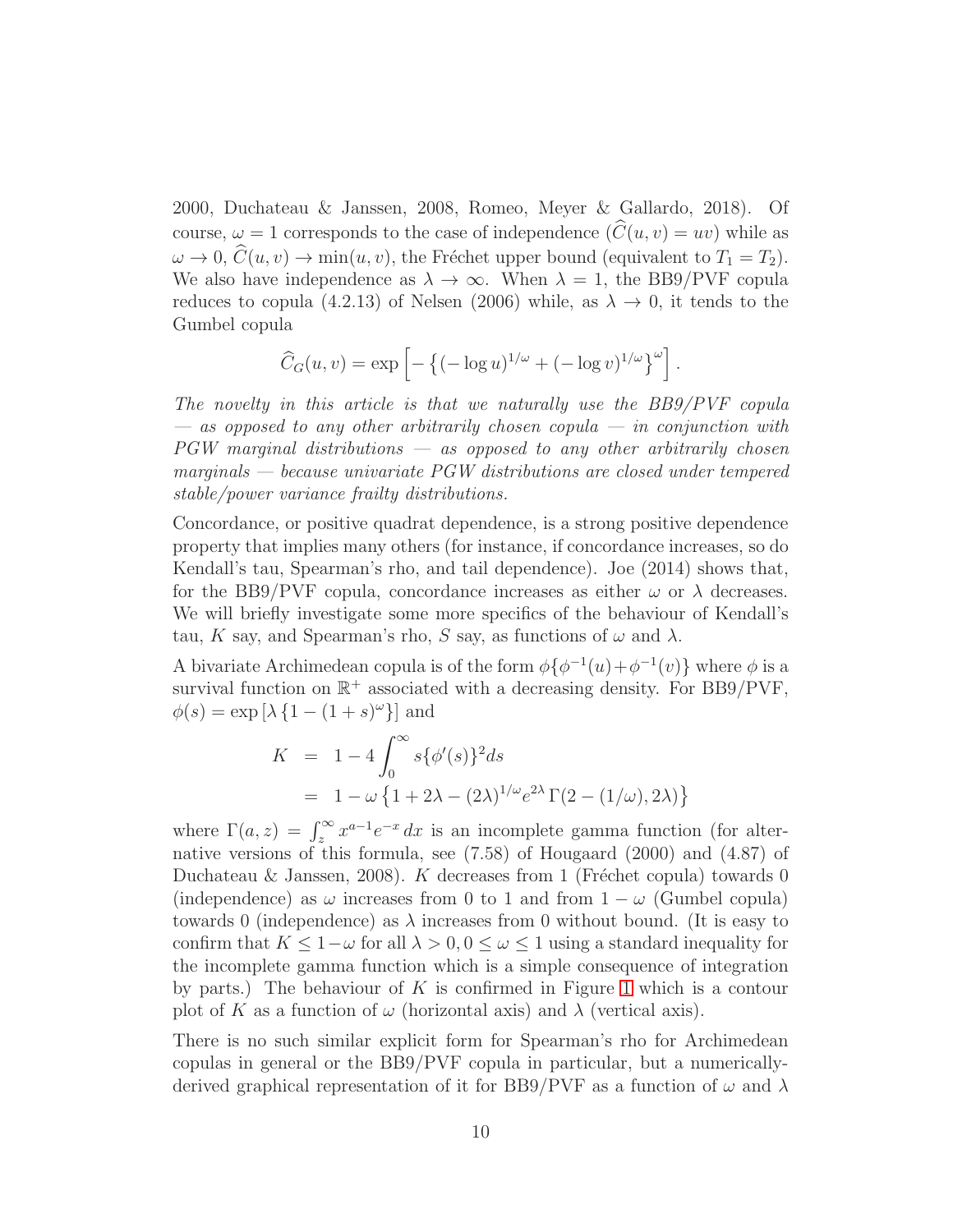2000, Duchateau & Janssen, 2008, Romeo, Meyer & Gallardo, 2018). Of course, $\omega = 1$ corresponds to the case of independence ($\widehat{C}(u,v) = uv$) while as $\omega \to 0$, $\widehat{C}(u,v) \to \min(u,v)$, the Fréchet upper bound (equivalent to $T_1 = T_2$). We also have independence as $\lambda \to \infty$. When $\lambda = 1$, the BB9/PVF copula reduces to copula (4.2.13) of Nelsen (2006) while, as $\lambda \to 0$, it tends to the Gumbel copula

$$\widehat{C}_G(u,v) = \exp\left[-\left\{(-\log u)^{1/\omega} + (-\log v)^{1/\omega}\right\}^{\omega}\right].$$

*The novelty in this article is that we naturally use the BB9/PVF copula — as opposed to any other arbitrarily chosen copula — in conjunction with PGW marginal distributions — as opposed to any other arbitrarily chosen marginals — because univariate PGW distributions are closed under tempered stable/power variance frailty distributions.*

Concordance, or positive quadrat dependence, is a strong positive dependence property that implies many others (for instance, if concordance increases, so do Kendall's tau, Spearman's rho, and tail dependence). Joe (2014) shows that, for the BB9/PVF copula, concordance increases as either $\omega$ or $\lambda$ decreases. We will briefly investigate some more specifics of the behaviour of Kendall's tau, $K$ say, and Spearman's rho, $S$ say, as functions of $\omega$ and $\lambda$.

A bivariate Archimedean copula is of the form $\phi\{\phi^{-1}(u)+\phi^{-1}(v)\}$ where $\phi$ is a survival function on $\mathbb{R}^+$ associated with a decreasing density. For BB9/PVF, $\phi(s) = \exp\left[\lambda\left\{1-(1+s)^{\omega}\right\}\right]$ and

$$\begin{aligned} K &= 1 - 4\int_0^{\infty} s\{\phi'(s)\}^2 ds \\ &= 1 - \omega\left\{1 + 2\lambda - (2\lambda)^{1/\omega} e^{2\lambda}\,\Gamma(2-(1/\omega), 2\lambda)\right\} \end{aligned}$$

where $\Gamma(a,z) = \int_z^{\infty} x^{a-1}e^{-x}\,dx$ is an incomplete gamma function (for alternative versions of this formula, see (7.58) of Hougaard (2000) and (4.87) of Duchateau & Janssen, 2008). $K$ decreases from 1 (Fréchet copula) towards 0 (independence) as $\omega$ increases from 0 to 1 and from $1-\omega$ (Gumbel copula) towards 0 (independence) as $\lambda$ increases from 0 without bound. (It is easy to confirm that $K \le 1-\omega$ for all $\lambda > 0, 0 \le \omega \le 1$ using a standard inequality for the incomplete gamma function which is a simple consequence of integration by parts.) The behaviour of $K$ is confirmed in Figure 1 which is a contour plot of $K$ as a function of $\omega$ (horizontal axis) and $\lambda$ (vertical axis).

There is no such similar explicit form for Spearman's rho for Archimedean copulas in general or the BB9/PVF copula in particular, but a numerically-derived graphical representation of it for BB9/PVF as a function of $\omega$ and $\lambda$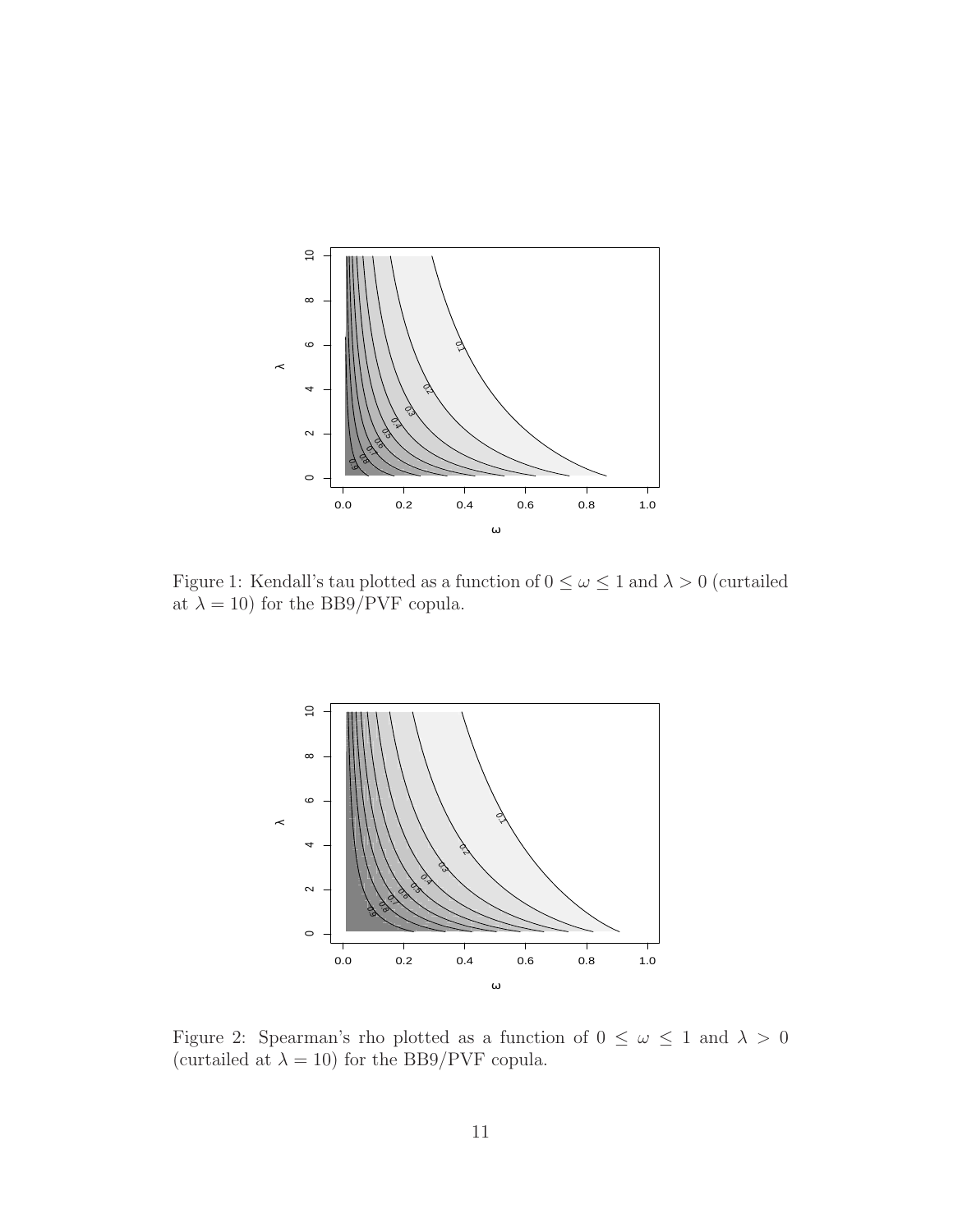Figure 1: Kendall's tau plotted as a function of $0 \leq \omega \leq 1$ and $\lambda > 0$ (curtailed at $\lambda = 10$) for the BB9/PVF copula.

Figure 2: Spearman's rho plotted as a function of $0 \leq \omega \leq 1$ and $\lambda > 0$ (curtailed at $\lambda = 10$) for the BB9/PVF copula.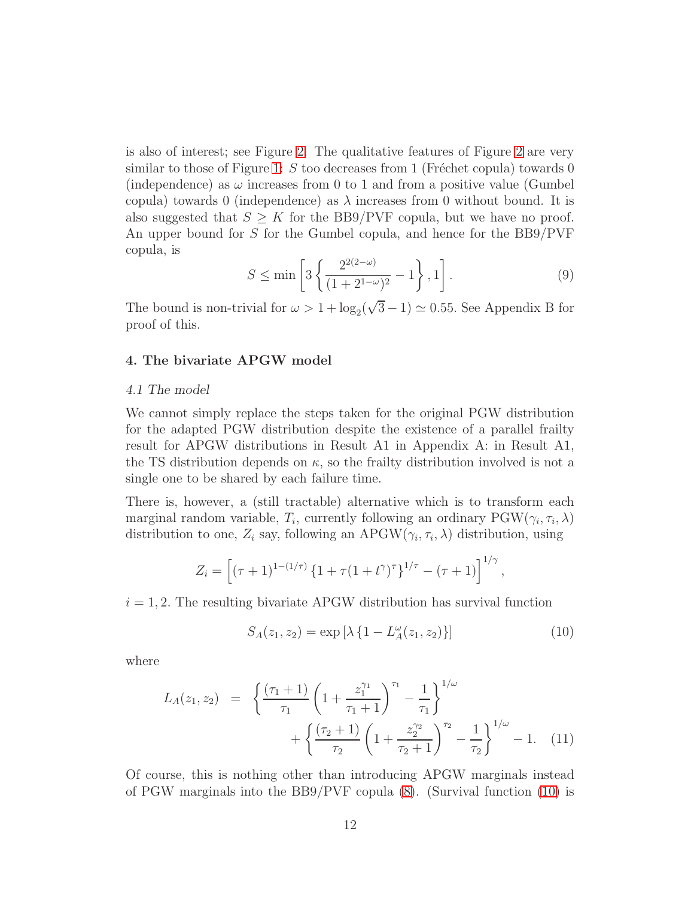is also of interest; see Figure 2. The qualitative features of Figure 2 are very similar to those of Figure 1: $S$ too decreases from 1 (Fréchet copula) towards 0 (independence) as $\omega$ increases from 0 to 1 and from a positive value (Gumbel copula) towards 0 (independence) as $\lambda$ increases from 0 without bound. It is also suggested that $S \geq K$ for the BB9/PVF copula, but we have no proof. An upper bound for $S$ for the Gumbel copula, and hence for the BB9/PVF copula, is

$$S \leq \min\left[3\left\{\frac{2^{2(2-\omega)}}{(1+2^{1-\omega})^2} - 1\right\}, 1\right]. \tag{9}$$

The bound is non-trivial for $\omega > 1 + \log_2(\sqrt{3} - 1) \simeq 0.55$. See Appendix B for proof of this.

### 4. The bivariate APGW model

#### 4.1 The model

We cannot simply replace the steps taken for the original PGW distribution for the adapted PGW distribution despite the existence of a parallel frailty result for APGW distributions in Result A1 in Appendix A: in Result A1, the TS distribution depends on $\kappa$, so the frailty distribution involved is not a single one to be shared by each failure time.

There is, however, a (still tractable) alternative which is to transform each marginal random variable, $T_i$, currently following an ordinary PGW$(\gamma_i, \tau_i, \lambda)$ distribution to one, $Z_i$ say, following an APGW$(\gamma_i, \tau_i, \lambda)$ distribution, using

$$Z_i = \left[(\tau + 1)^{1-(1/\tau)}\left\{1 + \tau(1 + t^\gamma)^\tau\right\}^{1/\tau} - (\tau + 1)\right]^{1/\gamma},$$

$i = 1, 2$. The resulting bivariate APGW distribution has survival function

$$S_A(z_1, z_2) = \exp\left[\lambda\left\{1 - L_A^\omega(z_1, z_2)\right\}\right] \tag{10}$$

where

$$\begin{aligned} L_A(z_1, z_2) &= \left\{\frac{(\tau_1 + 1)}{\tau_1}\left(1 + \frac{z_1^{\gamma_1}}{\tau_1 + 1}\right)^{\tau_1} - \frac{1}{\tau_1}\right\}^{1/\omega} \\ &\quad + \left\{\frac{(\tau_2 + 1)}{\tau_2}\left(1 + \frac{z_2^{\gamma_2}}{\tau_2 + 1}\right)^{\tau_2} - \frac{1}{\tau_2}\right\}^{1/\omega} - 1. \end{aligned} \tag{11}$$

Of course, this is nothing other than introducing APGW marginals instead of PGW marginals into the BB9/PVF copula (8). (Survival function (10) is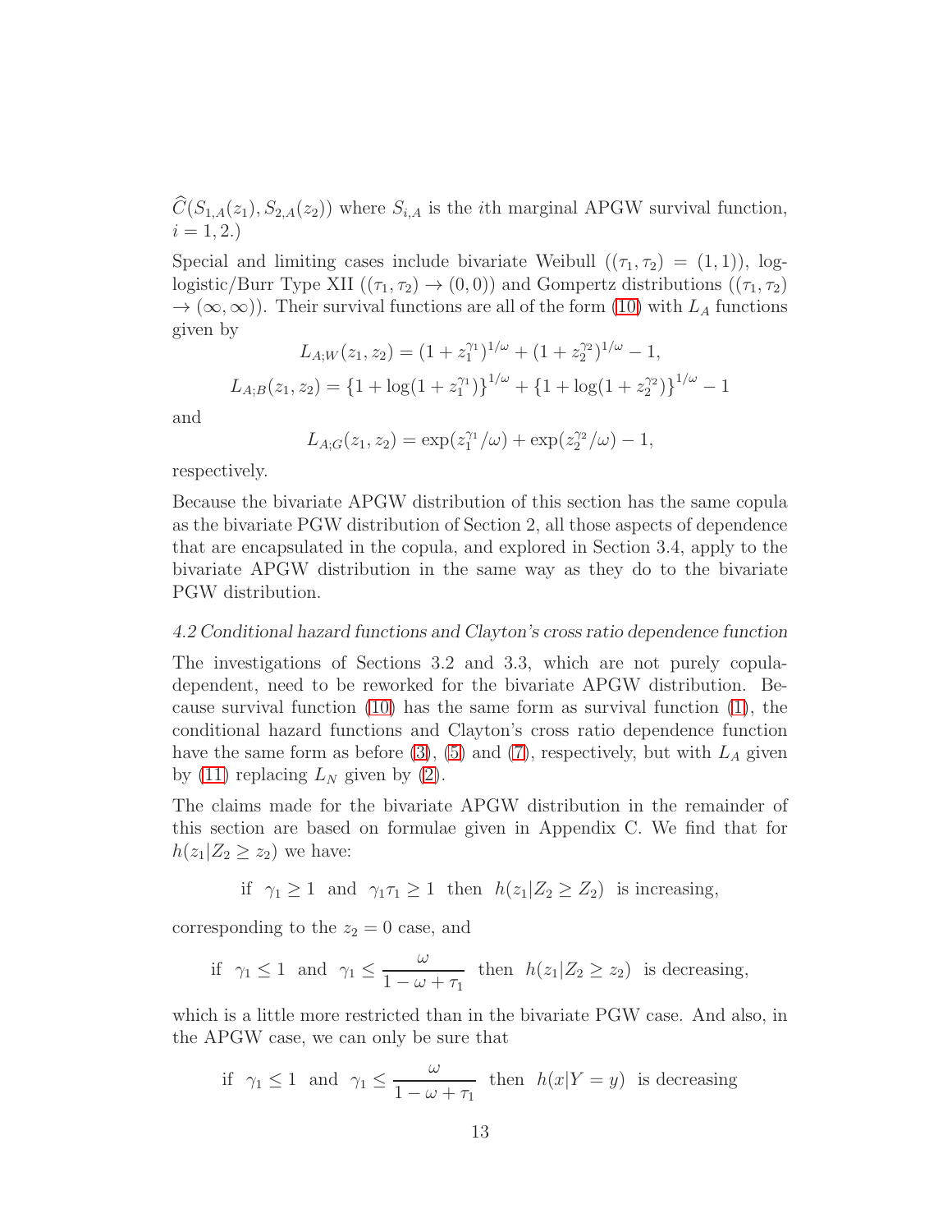$\widehat{C}(S_{1,A}(z_1), S_{2,A}(z_2))$ where $S_{i,A}$ is the $i$th marginal APGW survival function, $i = 1, 2$.)

Special and limiting cases include bivariate Weibull ($(\tau_1, \tau_2) = (1, 1)$), log-logistic/Burr Type XII ($(\tau_1, \tau_2) \to (0, 0)$) and Gompertz distributions ($(\tau_1, \tau_2) \to (\infty, \infty)$). Their survival functions are all of the form (10) with $L_A$ functions given by

$$L_{A;W}(z_1, z_2) = (1 + z_1^{\gamma_1})^{1/\omega} + (1 + z_2^{\gamma_2})^{1/\omega} - 1,$$

$$L_{A;B}(z_1, z_2) = \{1 + \log(1 + z_1^{\gamma_1})\}^{1/\omega} + \{1 + \log(1 + z_2^{\gamma_2})\}^{1/\omega} - 1$$

and

$$L_{A;G}(z_1, z_2) = \exp(z_1^{\gamma_1}/\omega) + \exp(z_2^{\gamma_2}/\omega) - 1,$$

respectively.

Because the bivariate APGW distribution of this section has the same copula as the bivariate PGW distribution of Section 2, all those aspects of dependence that are encapsulated in the copula, and explored in Section 3.4, apply to the bivariate APGW distribution in the same way as they do to the bivariate PGW distribution.

### *4.2 Conditional hazard functions and Clayton's cross ratio dependence function*

The investigations of Sections 3.2 and 3.3, which are not purely copula-dependent, need to be reworked for the bivariate APGW distribution. Because survival function (10) has the same form as survival function (1), the conditional hazard functions and Clayton's cross ratio dependence function have the same form as before (3), (5) and (7), respectively, but with $L_A$ given by (11) replacing $L_N$ given by (2).

The claims made for the bivariate APGW distribution in the remainder of this section are based on formulae given in Appendix C. We find that for $h(z_1|Z_2 \geq z_2)$ we have:

$$\text{if } \ \gamma_1 \geq 1 \ \text{ and } \ \gamma_1\tau_1 \geq 1 \ \text{ then } \ h(z_1|Z_2 \geq Z_2) \ \text{ is increasing,}$$

corresponding to the $z_2 = 0$ case, and

$$\text{if } \ \gamma_1 \leq 1 \ \text{ and } \ \gamma_1 \leq \frac{\omega}{1 - \omega + \tau_1} \ \text{ then } \ h(z_1|Z_2 \geq z_2) \ \text{ is decreasing,}$$

which is a little more restricted than in the bivariate PGW case. And also, in the APGW case, we can only be sure that

$$\text{if } \ \gamma_1 \leq 1 \ \text{ and } \ \gamma_1 \leq \frac{\omega}{1 - \omega + \tau_1} \ \text{ then } \ h(x|Y = y) \ \text{ is decreasing}$$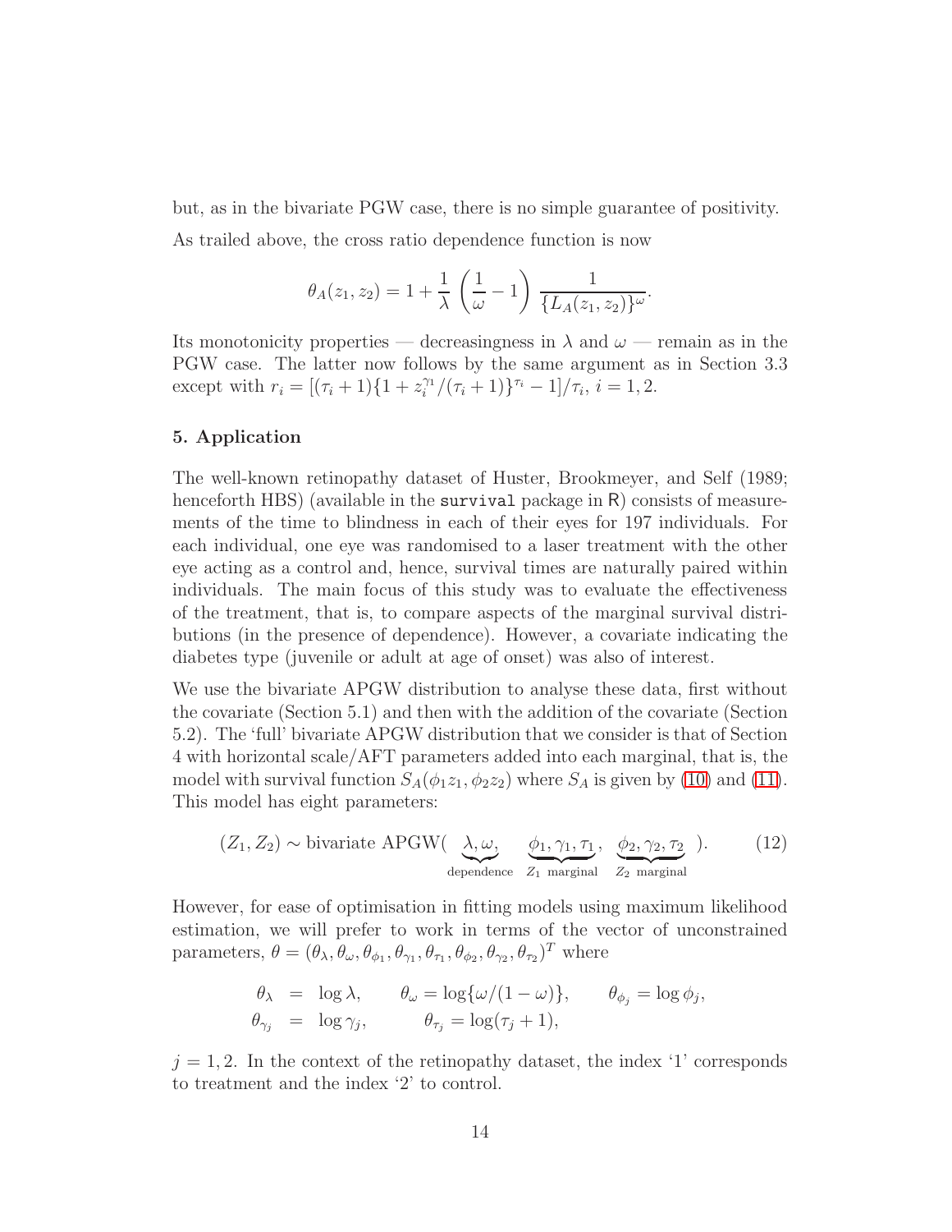but, as in the bivariate PGW case, there is no simple guarantee of positivity.

As trailed above, the cross ratio dependence function is now

$$\theta_A(z_1, z_2) = 1 + \frac{1}{\lambda}\left(\frac{1}{\omega} - 1\right)\frac{1}{\{L_A(z_1, z_2)\}^{\omega}}.$$

Its monotonicity properties — decreasingness in $\lambda$ and $\omega$ — remain as in the PGW case. The latter now follows by the same argument as in Section 3.3 except with $r_i = [(\tau_i + 1)\{1 + z_i^{\gamma_1}/(\tau_i + 1)\}^{\tau_i} - 1]/\tau_i$, $i = 1, 2$.

## 5. Application

The well-known retinopathy dataset of Huster, Brookmeyer, and Self (1989; henceforth HBS) (available in the `survival` package in R) consists of measurements of the time to blindness in each of their eyes for 197 individuals. For each individual, one eye was randomised to a laser treatment with the other eye acting as a control and, hence, survival times are naturally paired within individuals. The main focus of this study was to evaluate the effectiveness of the treatment, that is, to compare aspects of the marginal survival distributions (in the presence of dependence). However, a covariate indicating the diabetes type (juvenile or adult at age of onset) was also of interest.

We use the bivariate APGW distribution to analyse these data, first without the covariate (Section 5.1) and then with the addition of the covariate (Section 5.2). The 'full' bivariate APGW distribution that we consider is that of Section 4 with horizontal scale/AFT parameters added into each marginal, that is, the model with survival function $S_A(\phi_1 z_1, \phi_2 z_2)$ where $S_A$ is given by (10) and (11). This model has eight parameters:

$$(Z_1, Z_2) \sim \text{bivariate APGW}(\underbrace{\lambda, \omega,}_{\text{dependence}} \ \ \underbrace{\phi_1, \gamma_1, \tau_1}_{Z_1 \text{ marginal}}, \ \ \underbrace{\phi_2, \gamma_2, \tau_2}_{Z_2 \text{ marginal}}). \tag{12}$$

However, for ease of optimisation in fitting models using maximum likelihood estimation, we will prefer to work in terms of the vector of unconstrained parameters, $\theta = (\theta_\lambda, \theta_\omega, \theta_{\phi_1}, \theta_{\gamma_1}, \theta_{\tau_1}, \theta_{\phi_2}, \theta_{\gamma_2}, \theta_{\tau_2})^T$ where

$$\begin{aligned} \theta_\lambda &= \log \lambda, \qquad \theta_\omega = \log\{\omega/(1-\omega)\}, \qquad \theta_{\phi_j} = \log \phi_j, \\ \theta_{\gamma_j} &= \log \gamma_j, \qquad \theta_{\tau_j} = \log(\tau_j + 1), \end{aligned}$$

$j = 1, 2$. In the context of the retinopathy dataset, the index '1' corresponds to treatment and the index '2' to control.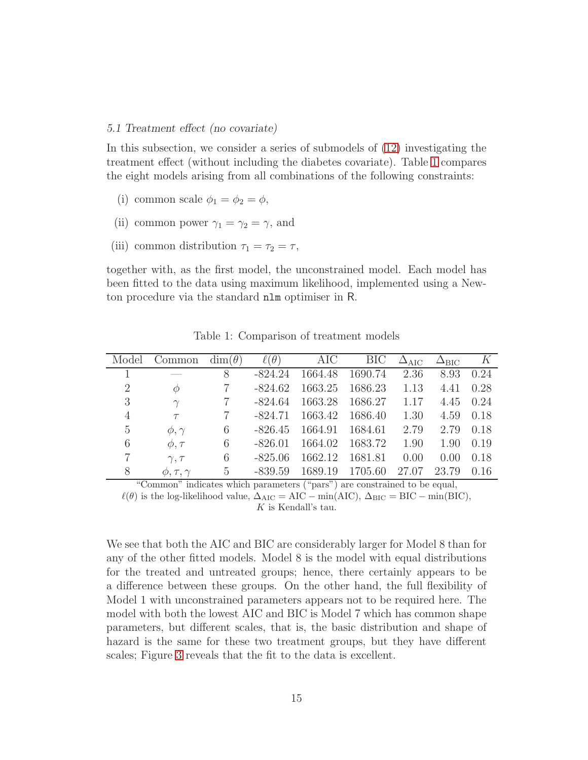*5.1 Treatment effect (no covariate)*

In this subsection, we consider a series of submodels of (12) investigating the treatment effect (without including the diabetes covariate). Table 1 compares the eight models arising from all combinations of the following constraints:

(i) common scale $\phi_1 = \phi_2 = \phi$,

(ii) common power $\gamma_1 = \gamma_2 = \gamma$, and

(iii) common distribution $\tau_1 = \tau_2 = \tau$,

together with, as the first model, the unconstrained model. Each model has been fitted to the data using maximum likelihood, implemented using a Newton procedure via the standard `nlm` optimiser in R.

Table 1: Comparison of treatment models

| Model | Common | $\dim(\theta)$ | $\ell(\theta)$ | AIC | BIC | $\Delta_{\mathrm{AIC}}$ | $\Delta_{\mathrm{BIC}}$ | $K$ |
|---|---|---|---|---|---|---|---|---|
| 1 | — | 8 | -824.24 | 1664.48 | 1690.74 | 2.36 | 8.93 | 0.24 |
| 2 | $\phi$ | 7 | -824.62 | 1663.25 | 1686.23 | 1.13 | 4.41 | 0.28 |
| 3 | $\gamma$ | 7 | -824.64 | 1663.28 | 1686.27 | 1.17 | 4.45 | 0.24 |
| 4 | $\tau$ | 7 | -824.71 | 1663.42 | 1686.40 | 1.30 | 4.59 | 0.18 |
| 5 | $\phi, \gamma$ | 6 | -826.45 | 1664.91 | 1684.61 | 2.79 | 2.79 | 0.18 |
| 6 | $\phi, \tau$ | 6 | -826.01 | 1664.02 | 1683.72 | 1.90 | 1.90 | 0.19 |
| 7 | $\gamma, \tau$ | 6 | -825.06 | 1662.12 | 1681.81 | 0.00 | 0.00 | 0.18 |
| 8 | $\phi, \tau, \gamma$ | 5 | -839.59 | 1689.19 | 1705.60 | 27.07 | 23.79 | 0.16 |

"Common" indicates which parameters ("pars") are constrained to be equal, $\ell(\theta)$ is the log-likelihood value, $\Delta_{\mathrm{AIC}} = \mathrm{AIC} - \min(\mathrm{AIC})$, $\Delta_{\mathrm{BIC}} = \mathrm{BIC} - \min(\mathrm{BIC})$, $K$ is Kendall's tau.

We see that both the AIC and BIC are considerably larger for Model 8 than for any of the other fitted models. Model 8 is the model with equal distributions for the treated and untreated groups; hence, there certainly appears to be a difference between these groups. On the other hand, the full flexibility of Model 1 with unconstrained parameters appears not to be required here. The model with both the lowest AIC and BIC is Model 7 which has common shape parameters, but different scales, that is, the basic distribution and shape of hazard is the same for these two treatment groups, but they have different scales; Figure 3 reveals that the fit to the data is excellent.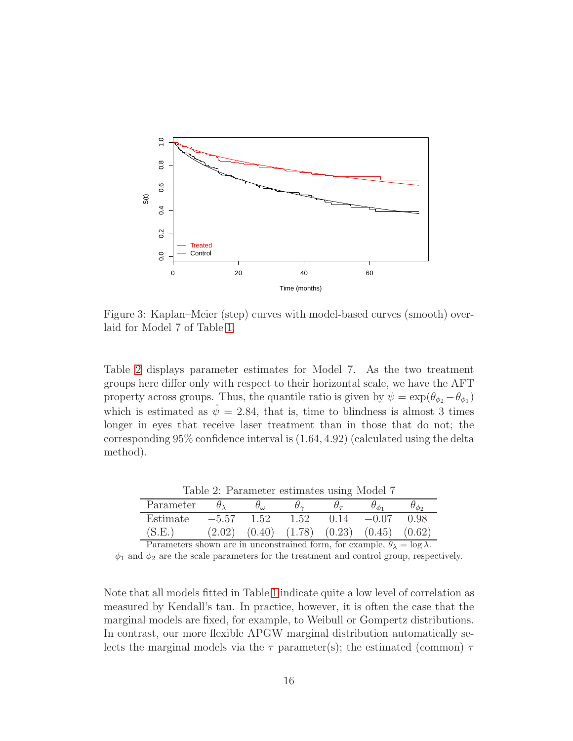Figure 3: Kaplan–Meier (step) curves with model-based curves (smooth) overlaid for Model 7 of Table 1.

Table 2 displays parameter estimates for Model 7. As the two treatment groups here differ only with respect to their horizontal scale, we have the AFT property across groups. Thus, the quantile ratio is given by $\psi = \exp(\theta_{\phi_2} - \theta_{\phi_1})$ which is estimated as $\hat{\psi} = 2.84$, that is, time to blindness is almost 3 times longer in eyes that receive laser treatment than in those that do not; the corresponding 95% confidence interval is (1.64, 4.92) (calculated using the delta method).

Table 2: Parameter estimates using Model 7

| Parameter | $\theta_\lambda$ | $\theta_\omega$ | $\theta_\gamma$ | $\theta_\tau$ | $\theta_{\phi_1}$ | $\theta_{\phi_2}$ |
|---|---|---|---|---|---|---|
| Estimate | $-5.57$ | 1.52 | 1.52 | 0.14 | $-0.07$ | 0.98 |
| (S.E.) | (2.02) | (0.40) | (1.78) | (0.23) | (0.45) | (0.62) |

Parameters shown are in unconstrained form, for example, $\theta_\lambda = \log \lambda$.
$\phi_1$ and $\phi_2$ are the scale parameters for the treatment and control group, respectively.

Note that all models fitted in Table 1 indicate quite a low level of correlation as measured by Kendall's tau. In practice, however, it is often the case that the marginal models are fixed, for example, to Weibull or Gompertz distributions. In contrast, our more flexible APGW marginal distribution automatically selects the marginal models via the $\tau$ parameter(s); the estimated (common) $\tau$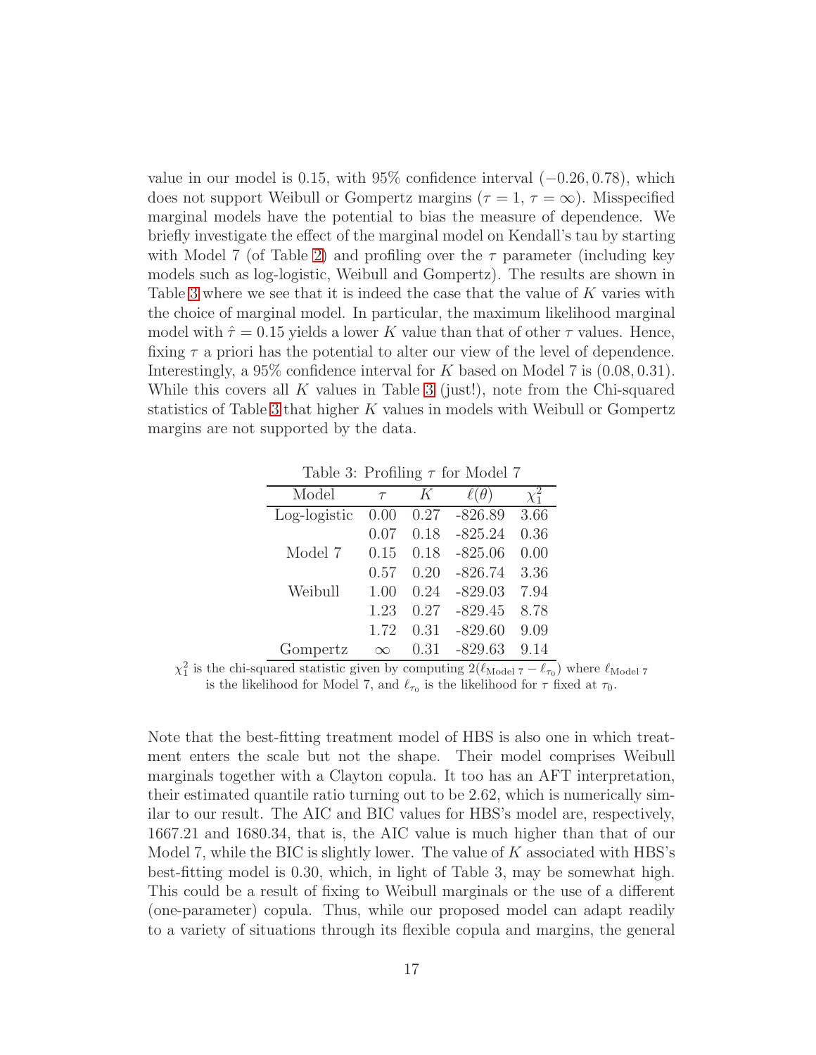value in our model is 0.15, with 95% confidence interval $(-0.26, 0.78)$, which does not support Weibull or Gompertz margins ($\tau = 1$, $\tau = \infty$). Misspecified marginal models have the potential to bias the measure of dependence. We briefly investigate the effect of the marginal model on Kendall's tau by starting with Model 7 (of Table 2) and profiling over the $\tau$ parameter (including key models such as log-logistic, Weibull and Gompertz). The results are shown in Table 3 where we see that it is indeed the case that the value of $K$ varies with the choice of marginal model. In particular, the maximum likelihood marginal model with $\hat{\tau} = 0.15$ yields a lower $K$ value than that of other $\tau$ values. Hence, fixing $\tau$ a priori has the potential to alter our view of the level of dependence. Interestingly, a 95% confidence interval for $K$ based on Model 7 is $(0.08, 0.31)$. While this covers all $K$ values in Table 3 (just!), note from the Chi-squared statistics of Table 3 that higher $K$ values in models with Weibull or Gompertz margins are not supported by the data.

Table 3: Profiling $\tau$ for Model 7

| Model | $\tau$ | $K$ | $\ell(\theta)$ | $\chi^2_1$ |
|---|---|---|---|---|
| Log-logistic | 0.00 | 0.27 | -826.89 | 3.66 |
| | 0.07 | 0.18 | -825.24 | 0.36 |
| Model 7 | 0.15 | 0.18 | -825.06 | 0.00 |
| | 0.57 | 0.20 | -826.74 | 3.36 |
| Weibull | 1.00 | 0.24 | -829.03 | 7.94 |
| | 1.23 | 0.27 | -829.45 | 8.78 |
| | 1.72 | 0.31 | -829.60 | 9.09 |
| Gompertz | $\infty$ | 0.31 | -829.63 | 9.14 |

$\chi^2_1$ is the chi-squared statistic given by computing $2(\ell_{\text{Model 7}} - \ell_{\tau_0})$ where $\ell_{\text{Model 7}}$ is the likelihood for Model 7, and $\ell_{\tau_0}$ is the likelihood for $\tau$ fixed at $\tau_0$.

Note that the best-fitting treatment model of HBS is also one in which treatment enters the scale but not the shape. Their model comprises Weibull marginals together with a Clayton copula. It too has an AFT interpretation, their estimated quantile ratio turning out to be 2.62, which is numerically similar to our result. The AIC and BIC values for HBS's model are, respectively, 1667.21 and 1680.34, that is, the AIC value is much higher than that of our Model 7, while the BIC is slightly lower. The value of $K$ associated with HBS's best-fitting model is 0.30, which, in light of Table 3, may be somewhat high. This could be a result of fixing to Weibull marginals or the use of a different (one-parameter) copula. Thus, while our proposed model can adapt readily to a variety of situations through its flexible copula and margins, the general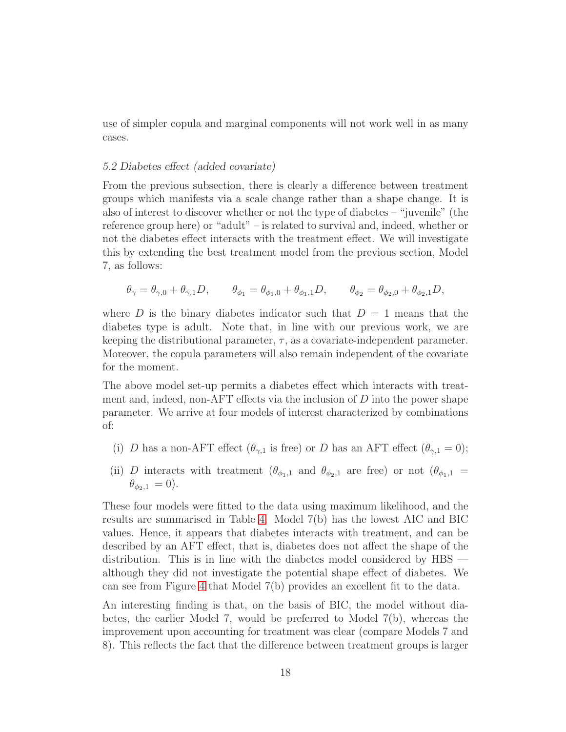use of simpler copula and marginal components will not work well in as many cases.

### *5.2 Diabetes effect (added covariate)*

From the previous subsection, there is clearly a difference between treatment groups which manifests via a scale change rather than a shape change. It is also of interest to discover whether or not the type of diabetes – "juvenile" (the reference group here) or "adult" – is related to survival and, indeed, whether or not the diabetes effect interacts with the treatment effect. We will investigate this by extending the best treatment model from the previous section, Model 7, as follows:

$$\theta_{\gamma} = \theta_{\gamma,0} + \theta_{\gamma,1} D, \qquad \theta_{\phi_1} = \theta_{\phi_1,0} + \theta_{\phi_1,1} D, \qquad \theta_{\phi_2} = \theta_{\phi_2,0} + \theta_{\phi_2,1} D,$$

where $D$ is the binary diabetes indicator such that $D = 1$ means that the diabetes type is adult. Note that, in line with our previous work, we are keeping the distributional parameter, $\tau$, as a covariate-independent parameter. Moreover, the copula parameters will also remain independent of the covariate for the moment.

The above model set-up permits a diabetes effect which interacts with treatment and, indeed, non-AFT effects via the inclusion of $D$ into the power shape parameter. We arrive at four models of interest characterized by combinations of:

(i) $D$ has a non-AFT effect ($\theta_{\gamma,1}$ is free) or $D$ has an AFT effect ($\theta_{\gamma,1} = 0$);

(ii) $D$ interacts with treatment ($\theta_{\phi_1,1}$ and $\theta_{\phi_2,1}$ are free) or not ($\theta_{\phi_1,1} = \theta_{\phi_2,1} = 0$).

These four models were fitted to the data using maximum likelihood, and the results are summarised in Table 4. Model 7(b) has the lowest AIC and BIC values. Hence, it appears that diabetes interacts with treatment, and can be described by an AFT effect, that is, diabetes does not affect the shape of the distribution. This is in line with the diabetes model considered by HBS — although they did not investigate the potential shape effect of diabetes. We can see from Figure 4 that Model 7(b) provides an excellent fit to the data.

An interesting finding is that, on the basis of BIC, the model without diabetes, the earlier Model 7, would be preferred to Model 7(b), whereas the improvement upon accounting for treatment was clear (compare Models 7 and 8). This reflects the fact that the difference between treatment groups is larger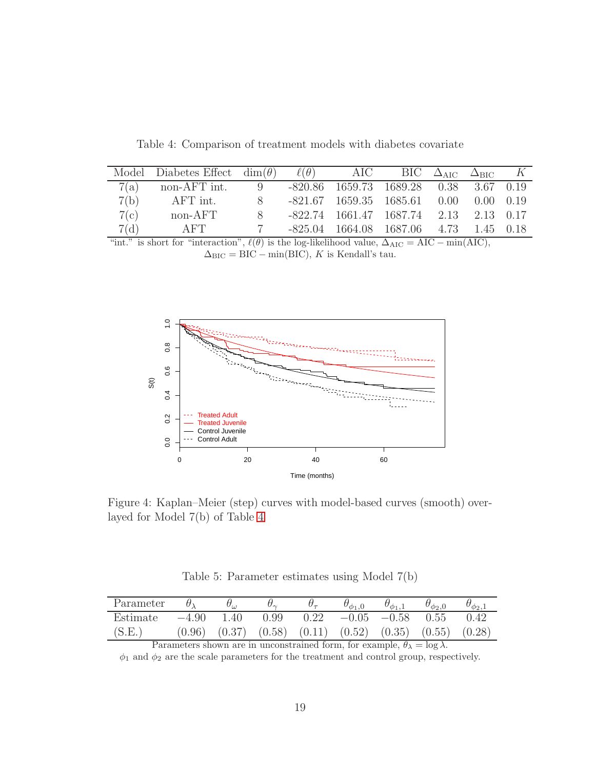Table 4: Comparison of treatment models with diabetes covariate

| Model | Diabetes Effect | $\dim(\theta)$ | $\ell(\theta)$ | AIC | BIC | $\Delta_{\text{AIC}}$ | $\Delta_{\text{BIC}}$ | $K$ |
|---|---|---|---|---|---|---|---|---|
| 7(a) | non-AFT int. | 9 | -820.86 | 1659.73 | 1689.28 | 0.38 | 3.67 | 0.19 |
| 7(b) | AFT int. | 8 | -821.67 | 1659.35 | 1685.61 | 0.00 | 0.00 | 0.19 |
| 7(c) | non-AFT | 8 | -822.74 | 1661.47 | 1687.74 | 2.13 | 2.13 | 0.17 |
| 7(d) | AFT | 7 | -825.04 | 1664.08 | 1687.06 | 4.73 | 1.45 | 0.18 |

"int." is short for "interaction", $\ell(\theta)$ is the log-likelihood value, $\Delta_{\text{AIC}} = \text{AIC} - \min(\text{AIC})$, $\Delta_{\text{BIC}} = \text{BIC} - \min(\text{BIC})$, $K$ is Kendall's tau.

Figure 4: Kaplan–Meier (step) curves with model-based curves (smooth) overlayed for Model 7(b) of Table 4

Table 5: Parameter estimates using Model 7(b)

| Parameter | $\theta_\lambda$ | $\theta_\omega$ | $\theta_\gamma$ | $\theta_\tau$ | $\theta_{\phi_1,0}$ | $\theta_{\phi_1,1}$ | $\theta_{\phi_2,0}$ | $\theta_{\phi_2,1}$ |
|---|---|---|---|---|---|---|---|---|
| Estimate | $-4.90$ | 1.40 | 0.99 | 0.22 | $-0.05$ | $-0.58$ | 0.55 | 0.42 |
| (S.E.) | (0.96) | (0.37) | (0.58) | (0.11) | (0.52) | (0.35) | (0.55) | (0.28) |

Parameters shown are in unconstrained form, for example, $\theta_\lambda = \log \lambda$.
$\phi_1$ and $\phi_2$ are the scale parameters for the treatment and control group, respectively.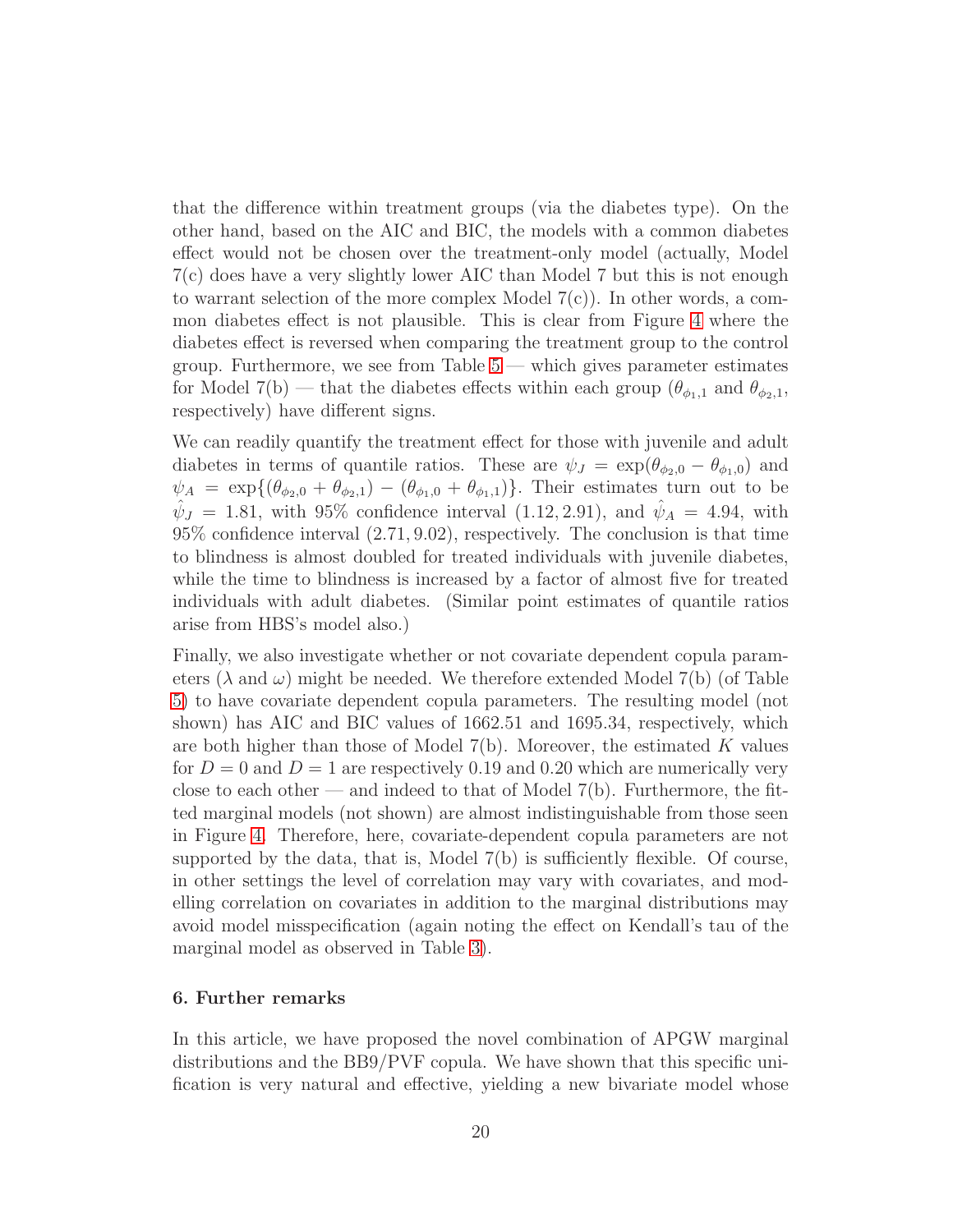that the difference within treatment groups (via the diabetes type). On the other hand, based on the AIC and BIC, the models with a common diabetes effect would not be chosen over the treatment-only model (actually, Model 7(c) does have a very slightly lower AIC than Model 7 but this is not enough to warrant selection of the more complex Model 7(c)). In other words, a common diabetes effect is not plausible. This is clear from Figure 4 where the diabetes effect is reversed when comparing the treatment group to the control group. Furthermore, we see from Table 5 — which gives parameter estimates for Model 7(b) — that the diabetes effects within each group ($\theta_{\phi_1,1}$ and $\theta_{\phi_2,1}$, respectively) have different signs.

We can readily quantify the treatment effect for those with juvenile and adult diabetes in terms of quantile ratios. These are $\psi_J = \exp(\theta_{\phi_2,0} - \theta_{\phi_1,0})$ and $\psi_A = \exp\{(\theta_{\phi_2,0} + \theta_{\phi_2,1}) - (\theta_{\phi_1,0} + \theta_{\phi_1,1})\}$. Their estimates turn out to be $\hat{\psi}_J = 1.81$, with 95% confidence interval $(1.12, 2.91)$, and $\hat{\psi}_A = 4.94$, with 95% confidence interval $(2.71, 9.02)$, respectively. The conclusion is that time to blindness is almost doubled for treated individuals with juvenile diabetes, while the time to blindness is increased by a factor of almost five for treated individuals with adult diabetes. (Similar point estimates of quantile ratios arise from HBS's model also.)

Finally, we also investigate whether or not covariate dependent copula parameters ($\lambda$ and $\omega$) might be needed. We therefore extended Model 7(b) (of Table 5) to have covariate dependent copula parameters. The resulting model (not shown) has AIC and BIC values of 1662.51 and 1695.34, respectively, which are both higher than those of Model 7(b). Moreover, the estimated $K$ values for $D = 0$ and $D = 1$ are respectively 0.19 and 0.20 which are numerically very close to each other — and indeed to that of Model 7(b). Furthermore, the fitted marginal models (not shown) are almost indistinguishable from those seen in Figure 4. Therefore, here, covariate-dependent copula parameters are not supported by the data, that is, Model 7(b) is sufficiently flexible. Of course, in other settings the level of correlation may vary with covariates, and modelling correlation on covariates in addition to the marginal distributions may avoid model misspecification (again noting the effect on Kendall's tau of the marginal model as observed in Table 3).

## 6. Further remarks

In this article, we have proposed the novel combination of APGW marginal distributions and the BB9/PVF copula. We have shown that this specific unification is very natural and effective, yielding a new bivariate model whose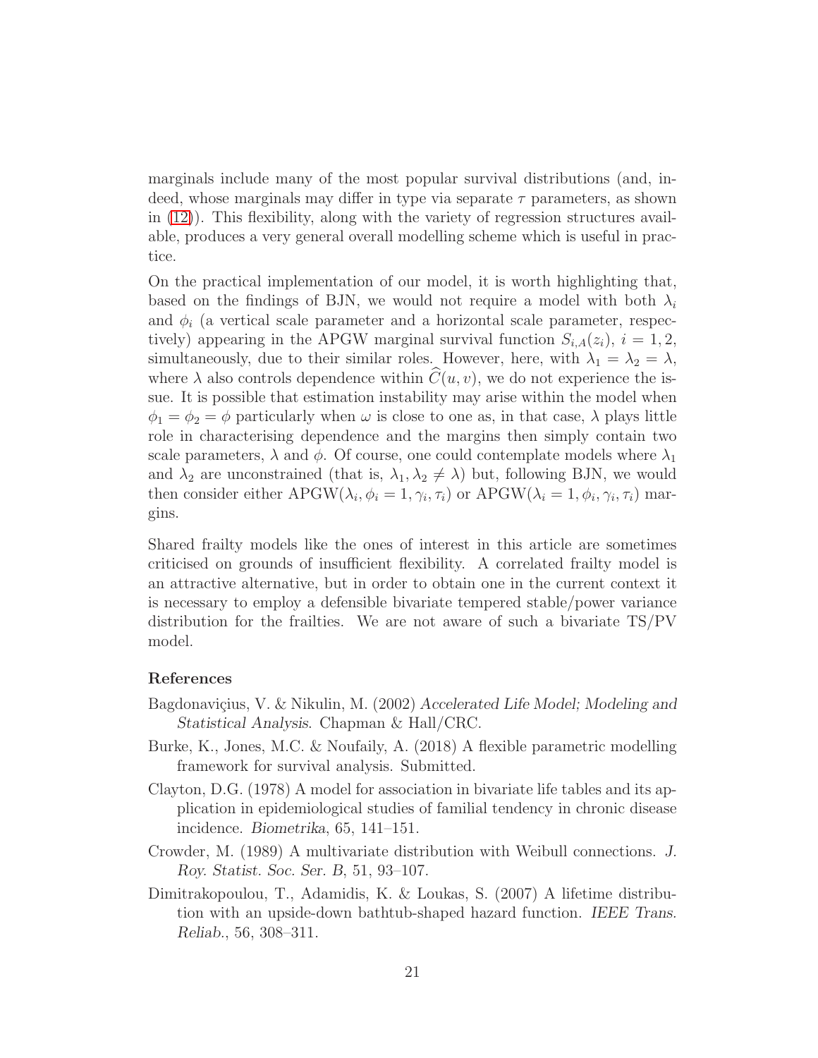marginals include many of the most popular survival distributions (and, indeed, whose marginals may differ in type via separate $\tau$ parameters, as shown in (12)). This flexibility, along with the variety of regression structures available, produces a very general overall modelling scheme which is useful in practice.

On the practical implementation of our model, it is worth highlighting that, based on the findings of BJN, we would not require a model with both $\lambda_i$ and $\phi_i$ (a vertical scale parameter and a horizontal scale parameter, respectively) appearing in the APGW marginal survival function $S_{i,A}(z_i)$, $i = 1, 2$, simultaneously, due to their similar roles. However, here, with $\lambda_1 = \lambda_2 = \lambda$, where $\lambda$ also controls dependence within $\widehat{C}(u, v)$, we do not experience the issue. It is possible that estimation instability may arise within the model when $\phi_1 = \phi_2 = \phi$ particularly when $\omega$ is close to one as, in that case, $\lambda$ plays little role in characterising dependence and the margins then simply contain two scale parameters, $\lambda$ and $\phi$. Of course, one could contemplate models where $\lambda_1$ and $\lambda_2$ are unconstrained (that is, $\lambda_1, \lambda_2 \neq \lambda$) but, following BJN, we would then consider either APGW($\lambda_i, \phi_i = 1, \gamma_i, \tau_i$) or APGW($\lambda_i = 1, \phi_i, \gamma_i, \tau_i$) margins.

Shared frailty models like the ones of interest in this article are sometimes criticised on grounds of insufficient flexibility. A correlated frailty model is an attractive alternative, but in order to obtain one in the current context it is necessary to employ a defensible bivariate tempered stable/power variance distribution for the frailties. We are not aware of such a bivariate TS/PV model.

## References

Bagdonaviçius, V. & Nikulin, M. (2002) *Accelerated Life Model; Modeling and Statistical Analysis*. Chapman & Hall/CRC.

Burke, K., Jones, M.C. & Noufaily, A. (2018) A flexible parametric modelling framework for survival analysis. Submitted.

Clayton, D.G. (1978) A model for association in bivariate life tables and its application in epidemiological studies of familial tendency in chronic disease incidence. *Biometrika*, 65, 141–151.

Crowder, M. (1989) A multivariate distribution with Weibull connections. *J. Roy. Statist. Soc. Ser. B*, 51, 93–107.

Dimitrakopoulou, T., Adamidis, K. & Loukas, S. (2007) A lifetime distribution with an upside-down bathtub-shaped hazard function. *IEEE Trans. Reliab.*, 56, 308–311.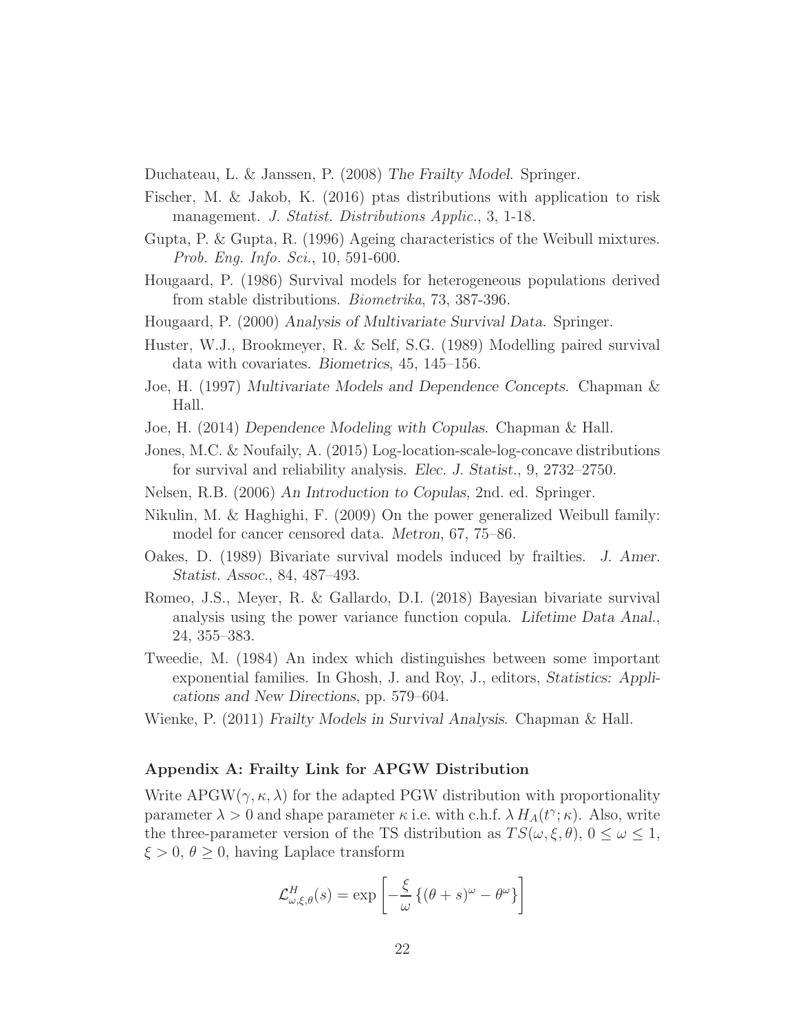Duchateau, L. & Janssen, P. (2008) *The Frailty Model*. Springer.

Fischer, M. & Jakob, K. (2016) ptas distributions with application to risk management. *J. Statist. Distributions Applic.*, 3, 1-18.

Gupta, P. & Gupta, R. (1996) Ageing characteristics of the Weibull mixtures. *Prob. Eng. Info. Sci.*, 10, 591-600.

Hougaard, P. (1986) Survival models for heterogeneous populations derived from stable distributions. *Biometrika*, 73, 387-396.

Hougaard, P. (2000) *Analysis of Multivariate Survival Data*. Springer.

Huster, W.J., Brookmeyer, R. & Self, S.G. (1989) Modelling paired survival data with covariates. *Biometrics*, 45, 145–156.

Joe, H. (1997) *Multivariate Models and Dependence Concepts*. Chapman & Hall.

Joe, H. (2014) *Dependence Modeling with Copulas*. Chapman & Hall.

Jones, M.C. & Noufaily, A. (2015) Log-location-scale-log-concave distributions for survival and reliability analysis. *Elec. J. Statist.*, 9, 2732–2750.

Nelsen, R.B. (2006) *An Introduction to Copulas*, 2nd. ed. Springer.

Nikulin, M. & Haghighi, F. (2009) On the power generalized Weibull family: model for cancer censored data. *Metron*, 67, 75–86.

Oakes, D. (1989) Bivariate survival models induced by frailties. *J. Amer. Statist. Assoc.*, 84, 487–493.

Romeo, J.S., Meyer, R. & Gallardo, D.I. (2018) Bayesian bivariate survival analysis using the power variance function copula. *Lifetime Data Anal.*, 24, 355–383.

Tweedie, M. (1984) An index which distinguishes between some important exponential families. In Ghosh, J. and Roy, J., editors, *Statistics: Applications and New Directions*, pp. 579–604.

Wienke, P. (2011) *Frailty Models in Survival Analysis*. Chapman & Hall.

### Appendix A: Frailty Link for APGW Distribution

Write APGW$(\gamma, \kappa, \lambda)$ for the adapted PGW distribution with proportionality parameter $\lambda > 0$ and shape parameter $\kappa$ i.e. with c.h.f. $\lambda\, H_A(t^\gamma; \kappa)$. Also, write the three-parameter version of the TS distribution as $TS(\omega, \xi, \theta)$, $0 \le \omega \le 1$, $\xi > 0$, $\theta \ge 0$, having Laplace transform

$$\mathcal{L}^H_{\omega,\xi,\theta}(s) = \exp\left[-\frac{\xi}{\omega}\left\{(\theta + s)^\omega - \theta^\omega\right\}\right]$$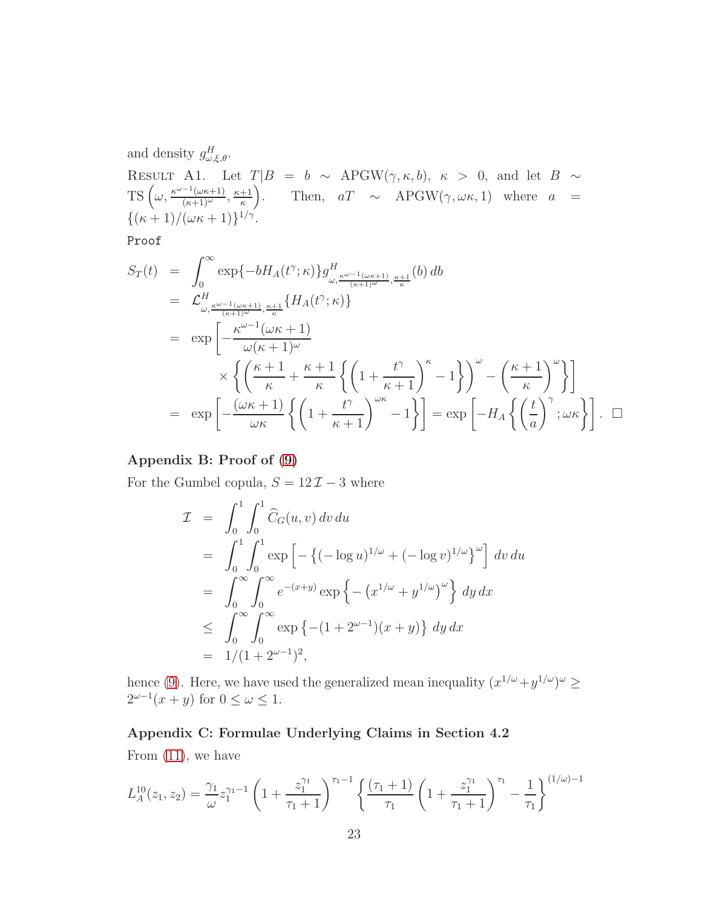and density $g^H_{\omega,\xi,\theta}$.

Result A1. Let $T|B = b \sim \text{APGW}(\gamma,\kappa,b)$, $\kappa > 0$, and let $B \sim \text{TS}\left(\omega, \frac{\kappa^{\omega-1}(\omega\kappa+1)}{(\kappa+1)^\omega}, \frac{\kappa+1}{\kappa}\right)$. Then, $aT \sim \text{APGW}(\gamma,\omega\kappa,1)$ where $a = \{(\kappa+1)/(\omega\kappa+1)\}^{1/\gamma}$.

Proof

$$
\begin{aligned}
S_T(t) &= \int_0^\infty \exp\{-bH_A(t^\gamma;\kappa)\} g^H_{\omega,\frac{\kappa^{\omega-1}(\omega\kappa+1)}{(\kappa+1)^\omega},\frac{\kappa+1}{\kappa}}(b)\,db \\
&= \mathcal{L}^H_{\omega,\frac{\kappa^{\omega-1}(\omega\kappa+1)}{(\kappa+1)^\omega},\frac{\kappa+1}{\kappa}}\{H_A(t^\gamma;\kappa)\} \\
&= \exp\left[-\frac{\kappa^{\omega-1}(\omega\kappa+1)}{\omega(\kappa+1)^\omega}\right. \\
&\qquad \left.\times\left\{\left(\frac{\kappa+1}{\kappa}+\frac{\kappa+1}{\kappa}\left\{\left(1+\frac{t^\gamma}{\kappa+1}\right)^\kappa-1\right\}\right)^\omega-\left(\frac{\kappa+1}{\kappa}\right)^\omega\right\}\right] \\
&= \exp\left[-\frac{(\omega\kappa+1)}{\omega\kappa}\left\{\left(1+\frac{t^\gamma}{\kappa+1}\right)^{\omega\kappa}-1\right\}\right] = \exp\left[-H_A\left\{\left(\frac{t}{a}\right)^\gamma;\omega\kappa\right\}\right]. \quad \square
\end{aligned}
$$

### Appendix B: Proof of (9)

For the Gumbel copula, $S = 12\,\mathcal{I} - 3$ where

$$
\begin{aligned}
\mathcal{I} &= \int_0^1\int_0^1 \widehat{C}_G(u,v)\,dv\,du \\
&= \int_0^1\int_0^1 \exp\left[-\left\{(-\log u)^{1/\omega}+(-\log v)^{1/\omega}\right\}^\omega\right]dv\,du \\
&= \int_0^\infty\int_0^\infty e^{-(x+y)}\exp\left\{-\left(x^{1/\omega}+y^{1/\omega}\right)^\omega\right\}dy\,dx \\
&\le \int_0^\infty\int_0^\infty \exp\left\{-(1+2^{\omega-1})(x+y)\right\}dy\,dx \\
&= 1/(1+2^{\omega-1})^2,
\end{aligned}
$$

hence (9). Here, we have used the generalized mean inequality $(x^{1/\omega}+y^{1/\omega})^\omega \ge 2^{\omega-1}(x+y)$ for $0 \le \omega \le 1$.

### Appendix C: Formulae Underlying Claims in Section 4.2

From (11), we have

$$
L_A^{10}(z_1,z_2) = \frac{\gamma_1}{\omega} z_1^{\gamma_1-1}\left(1+\frac{z_1^{\gamma_1}}{\tau_1+1}\right)^{\tau_1-1}\left\{\frac{(\tau_1+1)}{\tau_1}\left(1+\frac{z_1^{\gamma_1}}{\tau_1+1}\right)^{\tau_1}-\frac{1}{\tau_1}\right\}^{(1/\omega)-1}
$$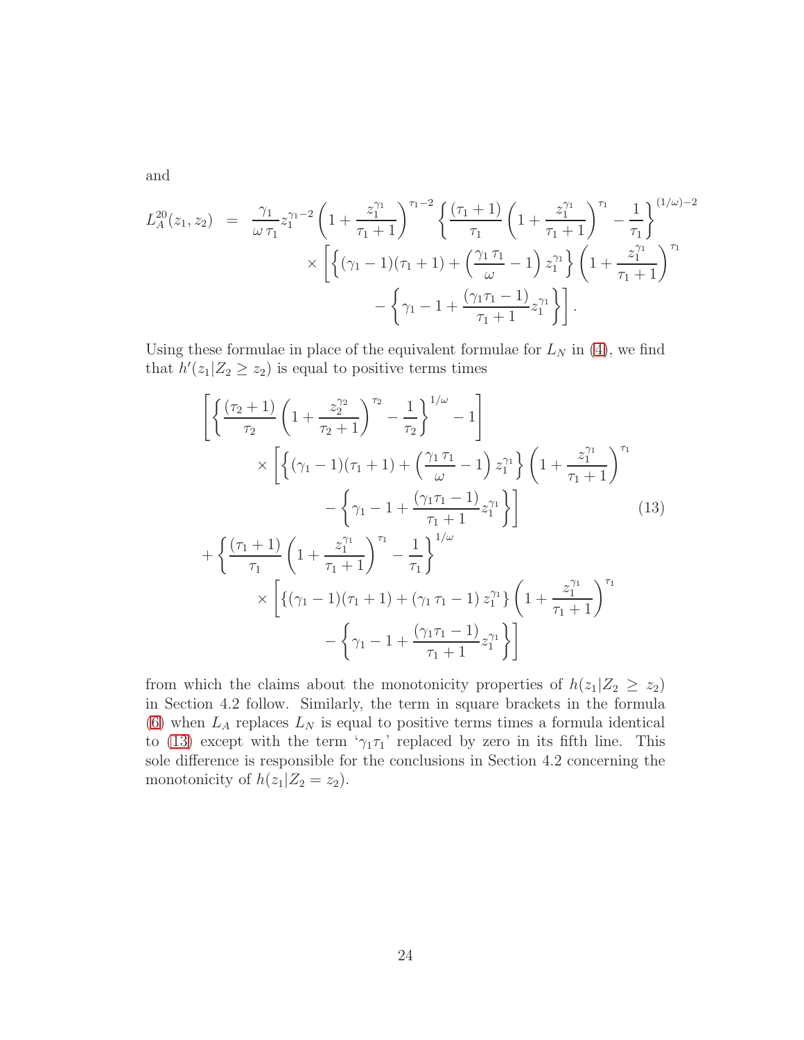and

$$
\begin{aligned}
L_A^{20}(z_1, z_2) \;\; = \;\; & \frac{\gamma_1}{\omega\,\tau_1} z_1^{\gamma_1 - 2}\left(1 + \frac{z_1^{\gamma_1}}{\tau_1 + 1}\right)^{\tau_1 - 2}\left\{\frac{(\tau_1+1)}{\tau_1}\left(1 + \frac{z_1^{\gamma_1}}{\tau_1+1}\right)^{\tau_1} - \frac{1}{\tau_1}\right\}^{(1/\omega)-2} \\
& \times\left[\left\{(\gamma_1 - 1)(\tau_1+1) + \left(\frac{\gamma_1\,\tau_1}{\omega} - 1\right) z_1^{\gamma_1}\right\}\left(1 + \frac{z_1^{\gamma_1}}{\tau_1+1}\right)^{\tau_1}\right. \\
& \left. - \left\{\gamma_1 - 1 + \frac{(\gamma_1\tau_1 - 1)}{\tau_1+1} z_1^{\gamma_1}\right\}\right].
\end{aligned}
$$

Using these formulae in place of the equivalent formulae for $L_N$ in (4), we find that $h'(z_1|Z_2 \geq z_2)$ is equal to positive terms times

$$
\begin{aligned}
& \left[\left\{\frac{(\tau_2+1)}{\tau_2}\left(1 + \frac{z_2^{\gamma_2}}{\tau_2+1}\right)^{\tau_2} - \frac{1}{\tau_2}\right\}^{1/\omega} - 1\right] \\
& \qquad \times\left[\left\{(\gamma_1 - 1)(\tau_1+1) + \left(\frac{\gamma_1\,\tau_1}{\omega} - 1\right) z_1^{\gamma_1}\right\}\left(1 + \frac{z_1^{\gamma_1}}{\tau_1+1}\right)^{\tau_1}\right. \\
& \qquad \qquad \left. - \left\{\gamma_1 - 1 + \frac{(\gamma_1\tau_1 - 1)}{\tau_1+1} z_1^{\gamma_1}\right\}\right] \\
& + \left\{\frac{(\tau_1+1)}{\tau_1}\left(1 + \frac{z_1^{\gamma_1}}{\tau_1+1}\right)^{\tau_1} - \frac{1}{\tau_1}\right\}^{1/\omega} \\
& \qquad \times\left[\left\{(\gamma_1 - 1)(\tau_1+1) + (\gamma_1\,\tau_1 - 1)\, z_1^{\gamma_1}\right\}\left(1 + \frac{z_1^{\gamma_1}}{\tau_1+1}\right)^{\tau_1}\right. \\
& \qquad \qquad \left. - \left\{\gamma_1 - 1 + \frac{(\gamma_1\tau_1 - 1)}{\tau_1+1} z_1^{\gamma_1}\right\}\right]
\end{aligned}
\tag{13}
$$

from which the claims about the monotonicity properties of $h(z_1|Z_2 \geq z_2)$ in Section 4.2 follow. Similarly, the term in square brackets in the formula (6) when $L_A$ replaces $L_N$ is equal to positive terms times a formula identical to (13) except with the term '$\gamma_1\tau_1$' replaced by zero in its fifth line. This sole difference is responsible for the conclusions in Section 4.2 concerning the monotonicity of $h(z_1|Z_2 = z_2)$.